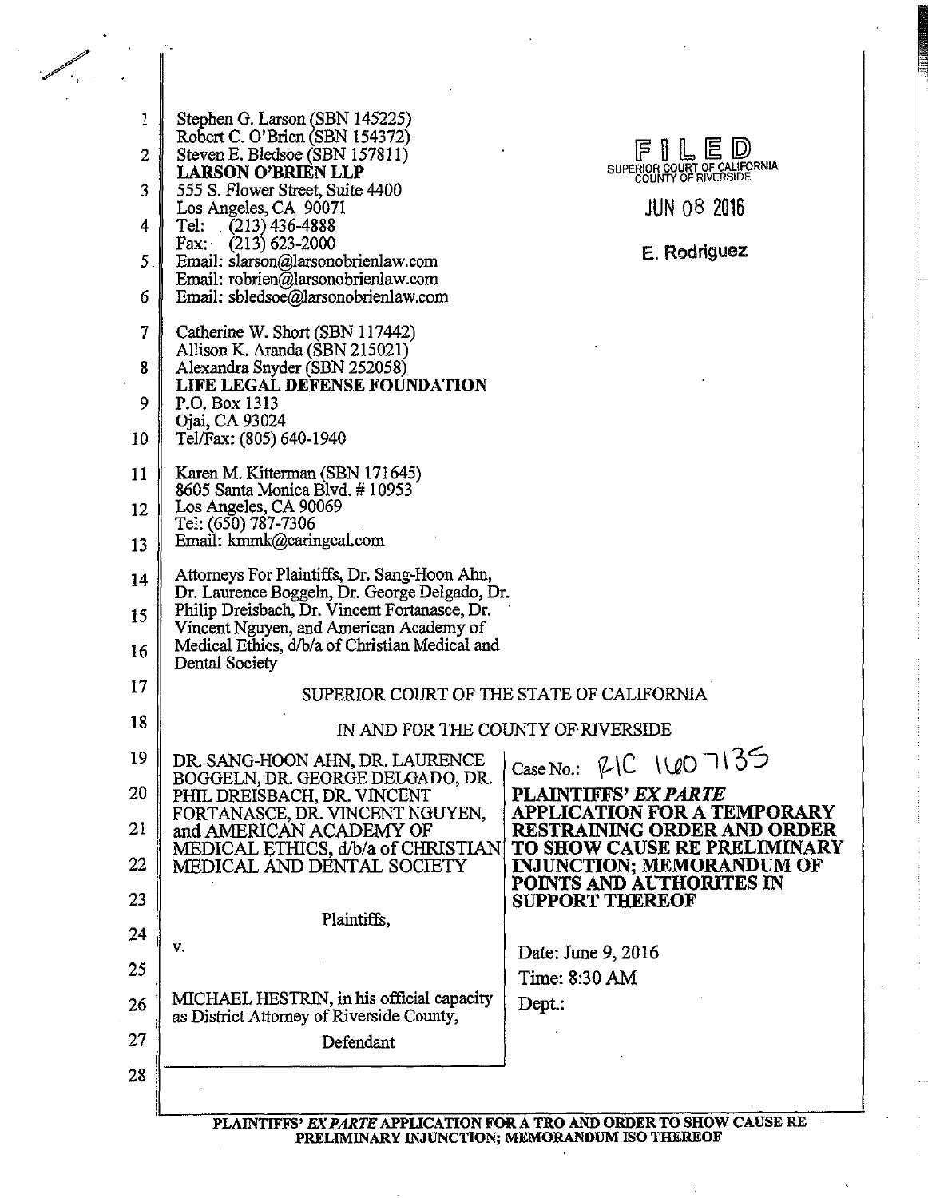Stephen G. Larson (SBN 145225)
Robert C. O'Brien (SBN 154372)
Steven E. Bledsoe (SBN 157811)
**LARSON O'BRIEN LLP**
555 S. Flower Street, Suite 4400
Los Angeles, CA 90071
Tel: (213) 436-4888
Fax: (213) 623-2000
Email: slarson@larsonobrienlaw.com
Email: robrien@larsonobrienlaw.com
Email: sbledsoe@larsonobrienlaw.com

Catherine W. Short (SBN 117442)
Allison K. Aranda (SBN 215021)
Alexandra Snyder (SBN 252058)
**LIFE LEGAL DEFENSE FOUNDATION**
P.O. Box 1313
Ojai, CA 93024
Tel/Fax: (805) 640-1940

Karen M. Kitterman (SBN 171645)
8605 Santa Monica Blvd. # 10953
Los Angeles, CA 90069
Tel: (650) 787-7306
Email: kmmk@caringcal.com

Attorneys For Plaintiffs, Dr. Sang-Hoon Ahn, Dr. Laurence Boggeln, Dr. George Delgado, Dr. Philip Dreisbach, Dr. Vincent Fortanasce, Dr. Vincent Nguyen, and American Academy of Medical Ethics, d/b/a of Christian Medical and Dental Society

FILED
SUPERIOR COURT OF CALIFORNIA
COUNTY OF RIVERSIDE
JUN 08 2016
E. Rodriguez

SUPERIOR COURT OF THE STATE OF CALIFORNIA

IN AND FOR THE COUNTY OF RIVERSIDE

DR. SANG-HOON AHN, DR. LAURENCE BOGGELN, DR. GEORGE DELGADO, DR. PHIL DREISBACH, DR. VINCENT FORTANASCE, DR. VINCENT NGUYEN, and AMERICAN ACADEMY OF MEDICAL ETHICS, d/b/a of CHRISTIAN MEDICAL AND DENTAL SOCIETY

Plaintiffs,

v.

MICHAEL HESTRIN, in his official capacity as District Attorney of Riverside County,

Defendant

Case No.: RIC 1607135

**PLAINTIFFS' *EX PARTE* APPLICATION FOR A TEMPORARY RESTRAINING ORDER AND ORDER TO SHOW CAUSE RE PRELIMINARY INJUNCTION; MEMORANDUM OF POINTS AND AUTHORITES IN SUPPORT THEREOF**

Date: June 9, 2016
Time: 8:30 AM
Dept.: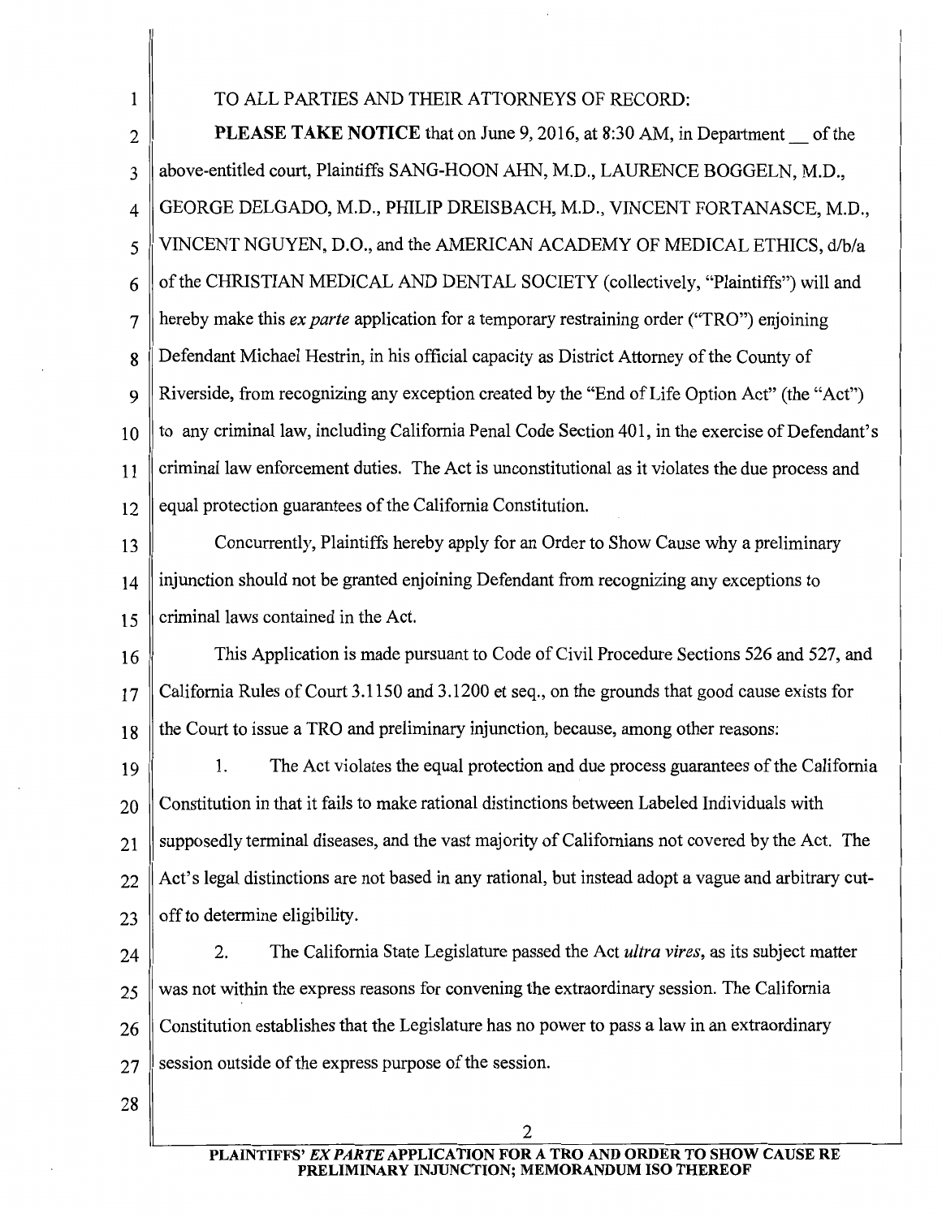TO ALL PARTIES AND THEIR ATTORNEYS OF RECORD:

**PLEASE TAKE NOTICE** that on June 9, 2016, at 8:30 AM, in Department __ of the above-entitled court, Plaintiffs SANG-HOON AHN, M.D., LAURENCE BOGGELN, M.D., GEORGE DELGADO, M.D., PHILIP DREISBACH, M.D., VINCENT FORTANASCE, M.D., VINCENT NGUYEN, D.O., and the AMERICAN ACADEMY OF MEDICAL ETHICS, d/b/a of the CHRISTIAN MEDICAL AND DENTAL SOCIETY (collectively, "Plaintiffs") will and hereby make this *ex parte* application for a temporary restraining order ("TRO") enjoining Defendant Michael Hestrin, in his official capacity as District Attorney of the County of Riverside, from recognizing any exception created by the "End of Life Option Act" (the "Act") to any criminal law, including California Penal Code Section 401, in the exercise of Defendant's criminal law enforcement duties. The Act is unconstitutional as it violates the due process and equal protection guarantees of the California Constitution.

Concurrently, Plaintiffs hereby apply for an Order to Show Cause why a preliminary injunction should not be granted enjoining Defendant from recognizing any exceptions to criminal laws contained in the Act.

This Application is made pursuant to Code of Civil Procedure Sections 526 and 527, and California Rules of Court 3.1150 and 3.1200 et seq., on the grounds that good cause exists for the Court to issue a TRO and preliminary injunction, because, among other reasons:

1. The Act violates the equal protection and due process guarantees of the California Constitution in that it fails to make rational distinctions between Labeled Individuals with supposedly terminal diseases, and the vast majority of Californians not covered by the Act. The Act's legal distinctions are not based in any rational, but instead adopt a vague and arbitrary cut-off to determine eligibility.

2. The California State Legislature passed the Act *ultra vires*, as its subject matter was not within the express reasons for convening the extraordinary session. The California Constitution establishes that the Legislature has no power to pass a law in an extraordinary session outside of the express purpose of the session.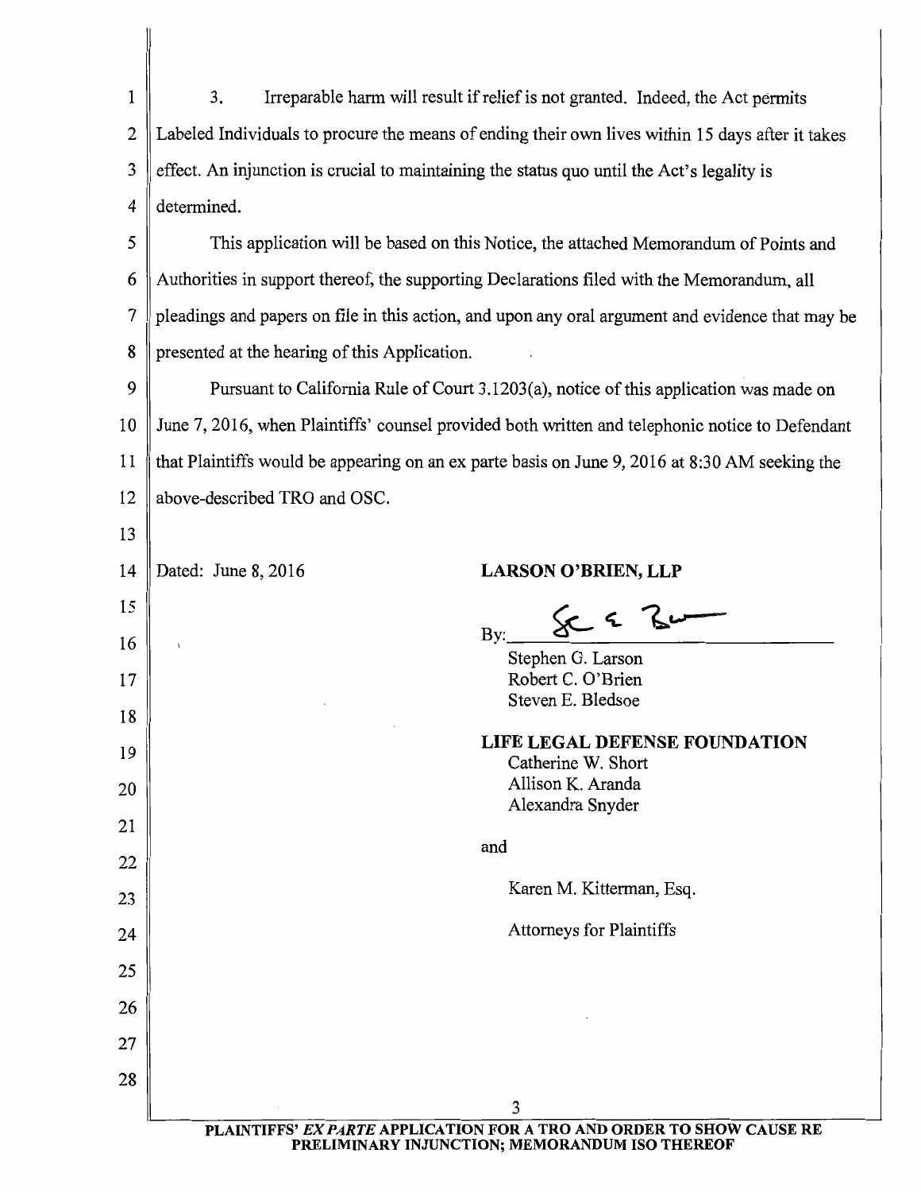3. Irreparable harm will result if relief is not granted. Indeed, the Act permits Labeled Individuals to procure the means of ending their own lives within 15 days after it takes effect. An injunction is crucial to maintaining the status quo until the Act's legality is determined.

This application will be based on this Notice, the attached Memorandum of Points and Authorities in support thereof, the supporting Declarations filed with the Memorandum, all pleadings and papers on file in this action, and upon any oral argument and evidence that may be presented at the hearing of this Application.

Pursuant to California Rule of Court 3.1203(a), notice of this application was made on June 7, 2016, when Plaintiffs' counsel provided both written and telephonic notice to Defendant that Plaintiffs would be appearing on an ex parte basis on June 9, 2016 at 8:30 AM seeking the above-described TRO and OSC.

Dated: June 8, 2016

**LARSON O'BRIEN, LLP**

By: ______________________

Stephen G. Larson
Robert C. O'Brien
Steven E. Bledsoe

**LIFE LEGAL DEFENSE FOUNDATION**
Catherine W. Short
Allison K. Aranda
Alexandra Snyder

and

Karen M. Kitterman, Esq.

Attorneys for Plaintiffs

**PLAINTIFFS' *EX PARTE* APPLICATION FOR A TRO AND ORDER TO SHOW CAUSE RE PRELIMINARY INJUNCTION; MEMORANDUM ISO THEREOF**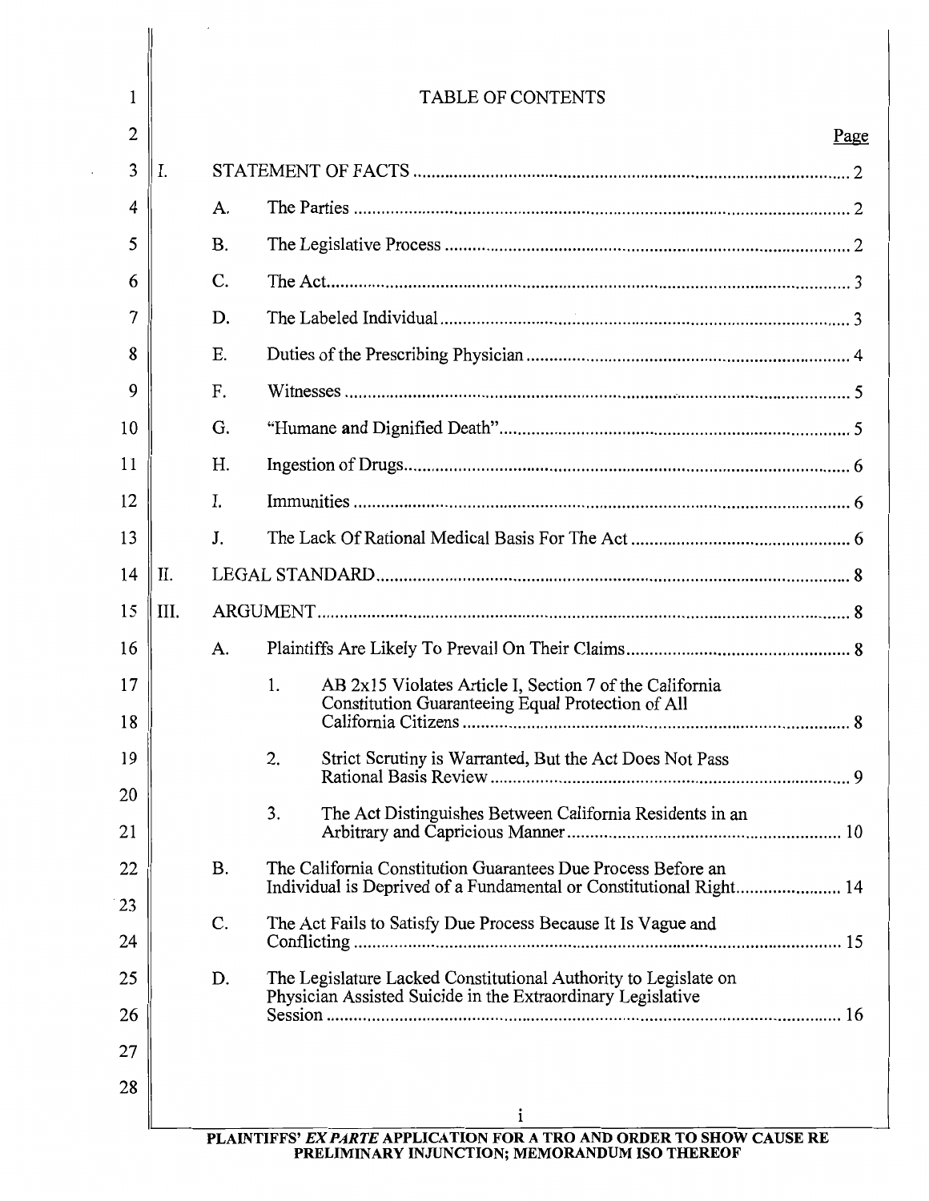# TABLE OF CONTENTS

Page

I. STATEMENT OF FACTS ..... 2

- A. The Parties ..... 2
- B. The Legislative Process ..... 2
- C. The Act ..... 3
- D. The Labeled Individual ..... 3
- E. Duties of the Prescribing Physician ..... 4
- F. Witnesses ..... 5
- G. "Humane and Dignified Death" ..... 5
- H. Ingestion of Drugs ..... 6
- I. Immunities ..... 6
- J. The Lack Of Rational Medical Basis For The Act ..... 6

II. LEGAL STANDARD ..... 8

III. ARGUMENT ..... 8

- A. Plaintiffs Are Likely To Prevail On Their Claims ..... 8
  1. AB 2x15 Violates Article I, Section 7 of the California Constitution Guaranteeing Equal Protection of All California Citizens ..... 8
  2. Strict Scrutiny is Warranted, But the Act Does Not Pass Rational Basis Review ..... 9
  3. The Act Distinguishes Between California Residents in an Arbitrary and Capricious Manner ..... 10
- B. The California Constitution Guarantees Due Process Before an Individual is Deprived of a Fundamental or Constitutional Right ..... 14
- C. The Act Fails to Satisfy Due Process Because It Is Vague and Conflicting ..... 15
- D. The Legislature Lacked Constitutional Authority to Legislate on Physician Assisted Suicide in the Extraordinary Legislative Session ..... 16

**PLAINTIFFS' *EX PARTE* APPLICATION FOR A TRO AND ORDER TO SHOW CAUSE RE PRELIMINARY INJUNCTION; MEMORANDUM ISO THEREOF**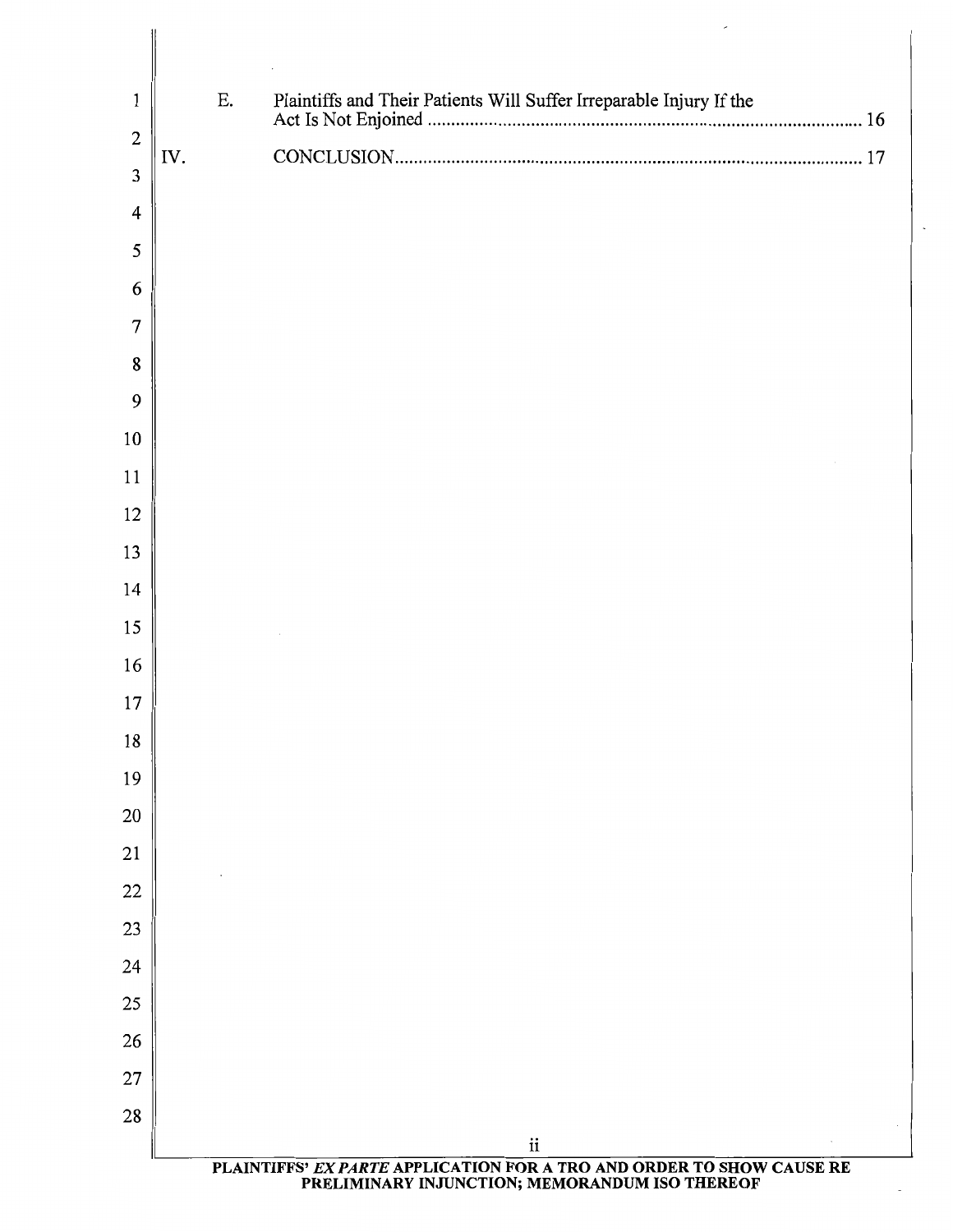E. Plaintiffs and Their Patients Will Suffer Irreparable Injury If the Act Is Not Enjoined .......... 16

IV. CONCLUSION .......... 17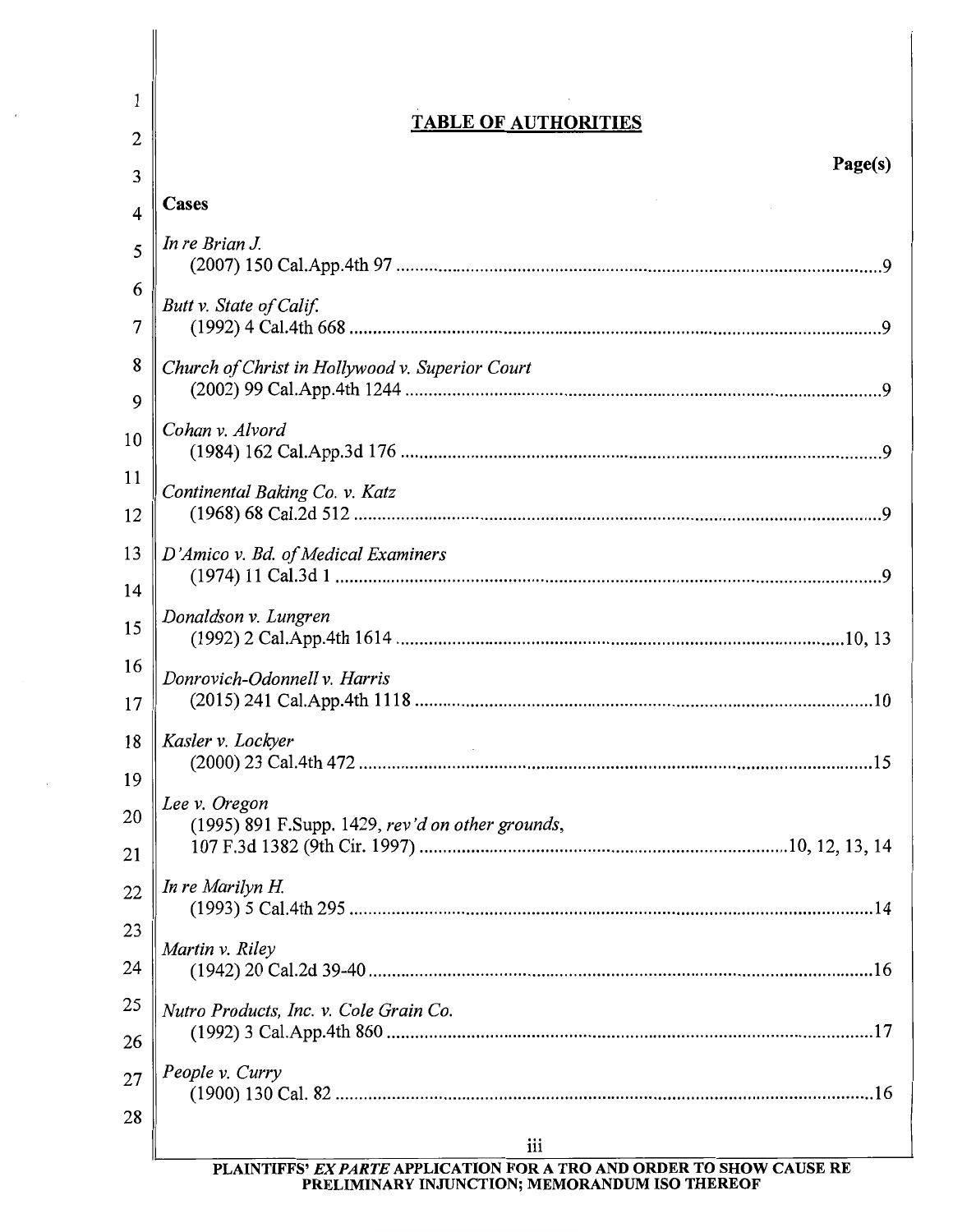## TABLE OF AUTHORITIES

**Page(s)**

**Cases**

*In re Brian J.*
(2007) 150 Cal.App.4th 97 ........................................................................................................9

*Butt v. State of Calif.*
(1992) 4 Cal.4th 668 ..................................................................................................................9

*Church of Christ in Hollywood v. Superior Court*
(2002) 99 Cal.App.4th 1244 ......................................................................................................9

*Cohan v. Alvord*
(1984) 162 Cal.App.3d 176 ........................................................................................................9

*Continental Baking Co. v. Katz*
(1968) 68 Cal.2d 512 ..................................................................................................................9

*D'Amico v. Bd. of Medical Examiners*
(1974) 11 Cal.3d 1 ......................................................................................................................9

*Donaldson v. Lungren*
(1992) 2 Cal.App.4th 1614 ................................................................................................10, 13

*Donrovich-Odonnell v. Harris*
(2015) 241 Cal.App.4th 1118 ....................................................................................................10

*Kasler v. Lockyer*
(2000) 23 Cal.4th 472 ................................................................................................................15

*Lee v. Oregon*
(1995) 891 F.Supp. 1429, *rev'd on other grounds*,
107 F.3d 1382 (9th Cir. 1997) ...............................................................................10, 12, 13, 14

*In re Marilyn H.*
(1993) 5 Cal.4th 295 ..................................................................................................................14

*Martin v. Riley*
(1942) 20 Cal.2d 39-40 ..............................................................................................................16

*Nutro Products, Inc. v. Cole Grain Co.*
(1992) 3 Cal.App.4th 860 ..........................................................................................................17

*People v. Curry*
(1900) 130 Cal. 82 .....................................................................................................................16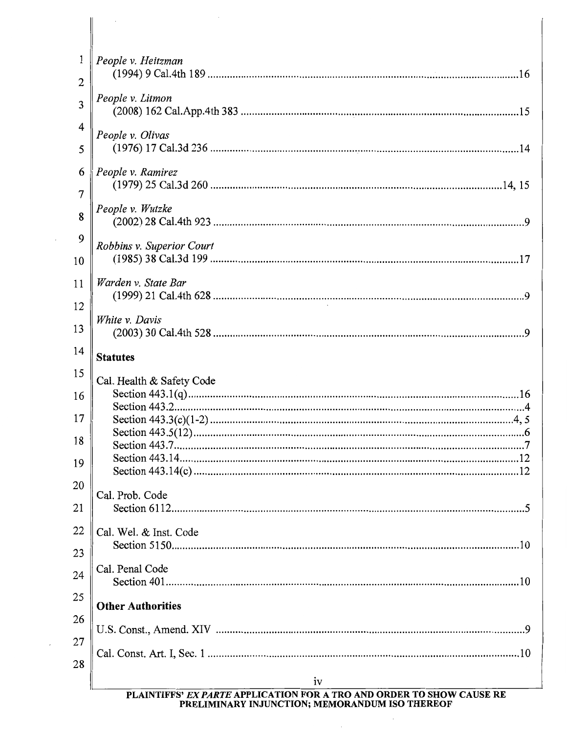*People v. Heitzman* (1994) 9 Cal.4th 189 ..... 16

*People v. Litmon* (2008) 162 Cal.App.4th 383 ..... 15

*People v. Olivas* (1976) 17 Cal.3d 236 ..... 14

*People v. Ramirez* (1979) 25 Cal.3d 260 ..... 14, 15

*People v. Wutzke* (2002) 28 Cal.4th 923 ..... 9

*Robbins v. Superior Court* (1985) 38 Cal.3d 199 ..... 17

*Warden v. State Bar* (1999) 21 Cal.4th 628 ..... 9

*White v. Davis* (2003) 30 Cal.4th 528 ..... 9

**Statutes**

Cal. Health & Safety Code
- Section 443.1(q) ..... 16
- Section 443.2 ..... 4
- Section 443.3(c)(1-2) ..... 4, 5
- Section 443.5(12) ..... 6
- Section 443.7 ..... 7
- Section 443.14 ..... 12
- Section 443.14(c) ..... 12

Cal. Prob. Code
- Section 6112 ..... 5

Cal. Wel. & Inst. Code
- Section 5150 ..... 10

Cal. Penal Code
- Section 401 ..... 10

**Other Authorities**

U.S. Const., Amend. XIV ..... 9

Cal. Const. Art. I, Sec. 1 ..... 10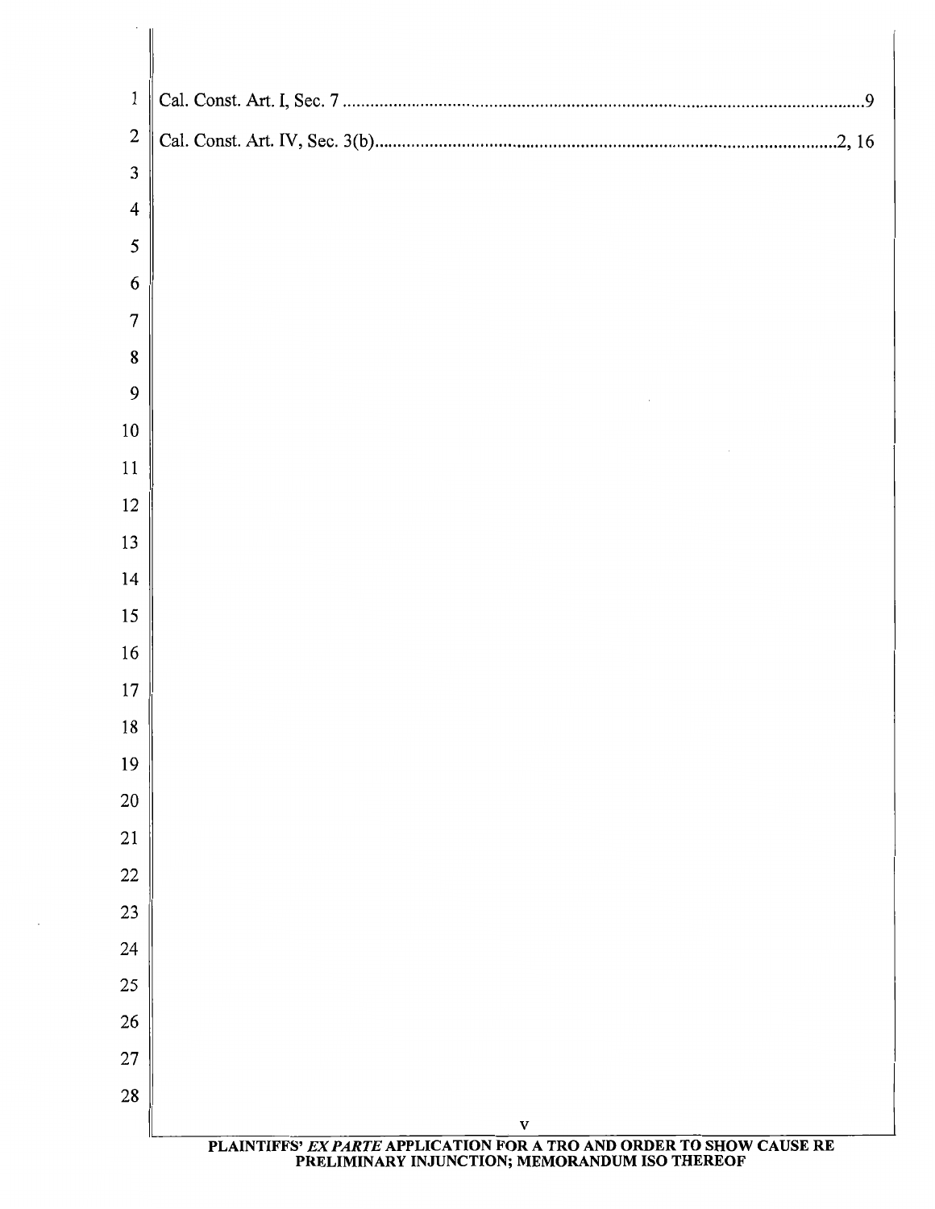Cal. Const. Art. I, Sec. 7 ........................................................................................................... 9

Cal. Const. Art. IV, Sec. 3(b) ...................................................................................................... 2, 16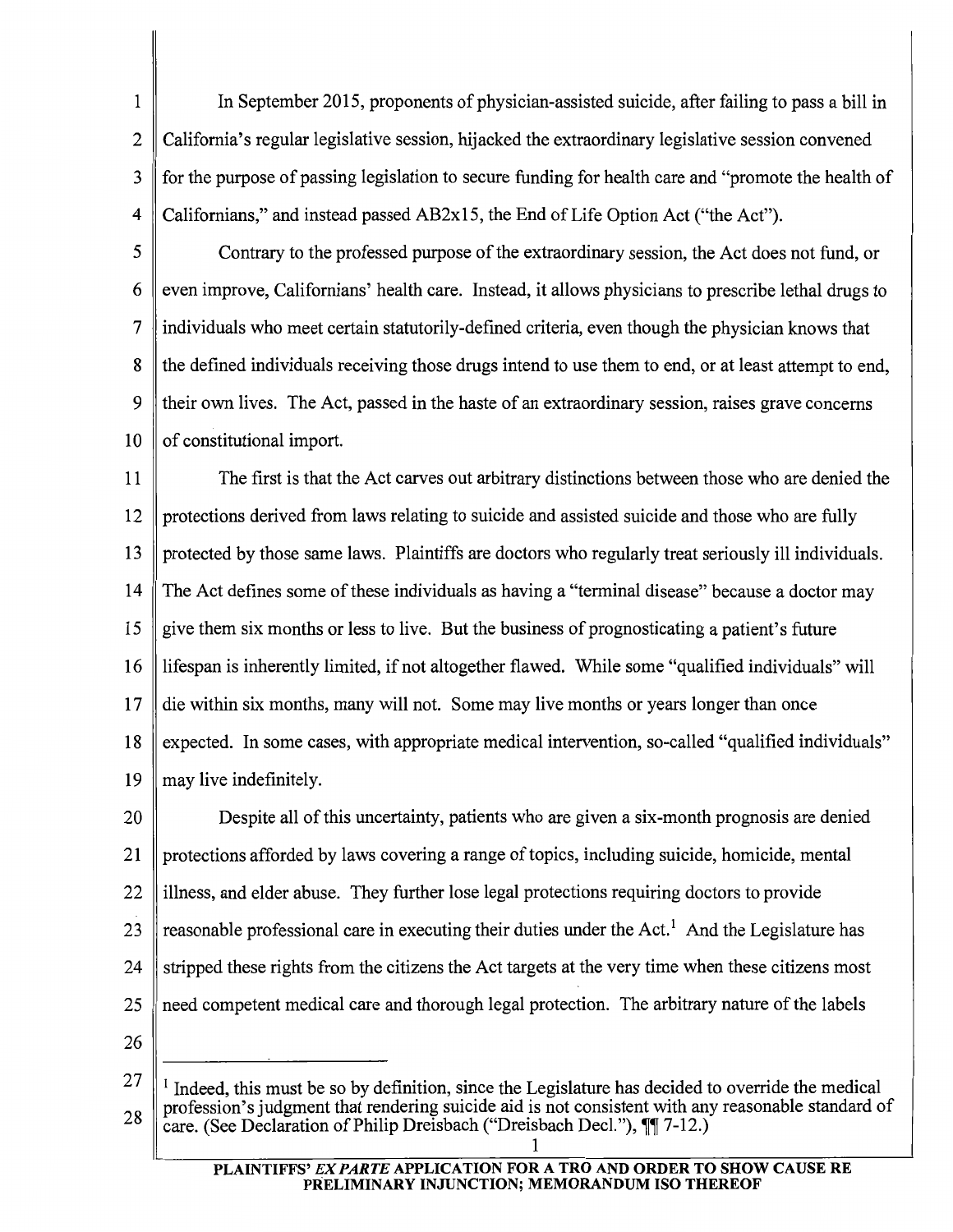In September 2015, proponents of physician-assisted suicide, after failing to pass a bill in California's regular legislative session, hijacked the extraordinary legislative session convened for the purpose of passing legislation to secure funding for health care and "promote the health of Californians," and instead passed AB2x15, the End of Life Option Act ("the Act").

Contrary to the professed purpose of the extraordinary session, the Act does not fund, or even improve, Californians' health care. Instead, it allows physicians to prescribe lethal drugs to individuals who meet certain statutorily-defined criteria, even though the physician knows that the defined individuals receiving those drugs intend to use them to end, or at least attempt to end, their own lives. The Act, passed in the haste of an extraordinary session, raises grave concerns of constitutional import.

The first is that the Act carves out arbitrary distinctions between those who are denied the protections derived from laws relating to suicide and assisted suicide and those who are fully protected by those same laws. Plaintiffs are doctors who regularly treat seriously ill individuals. The Act defines some of these individuals as having a "terminal disease" because a doctor may give them six months or less to live. But the business of prognosticating a patient's future lifespan is inherently limited, if not altogether flawed. While some "qualified individuals" will die within six months, many will not. Some may live months or years longer than once expected. In some cases, with appropriate medical intervention, so-called "qualified individuals" may live indefinitely.

Despite all of this uncertainty, patients who are given a six-month prognosis are denied protections afforded by laws covering a range of topics, including suicide, homicide, mental illness, and elder abuse. They further lose legal protections requiring doctors to provide reasonable professional care in executing their duties under the Act.[1] And the Legislature has stripped these rights from the citizens the Act targets at the very time when these citizens most need competent medical care and thorough legal protection. The arbitrary nature of the labels

---

[1] Indeed, this must be so by definition, since the Legislature has decided to override the medical profession's judgment that rendering suicide aid is not consistent with any reasonable standard of care. (See Declaration of Philip Dreisbach ("Dreisbach Decl."), ¶¶ 7-12.)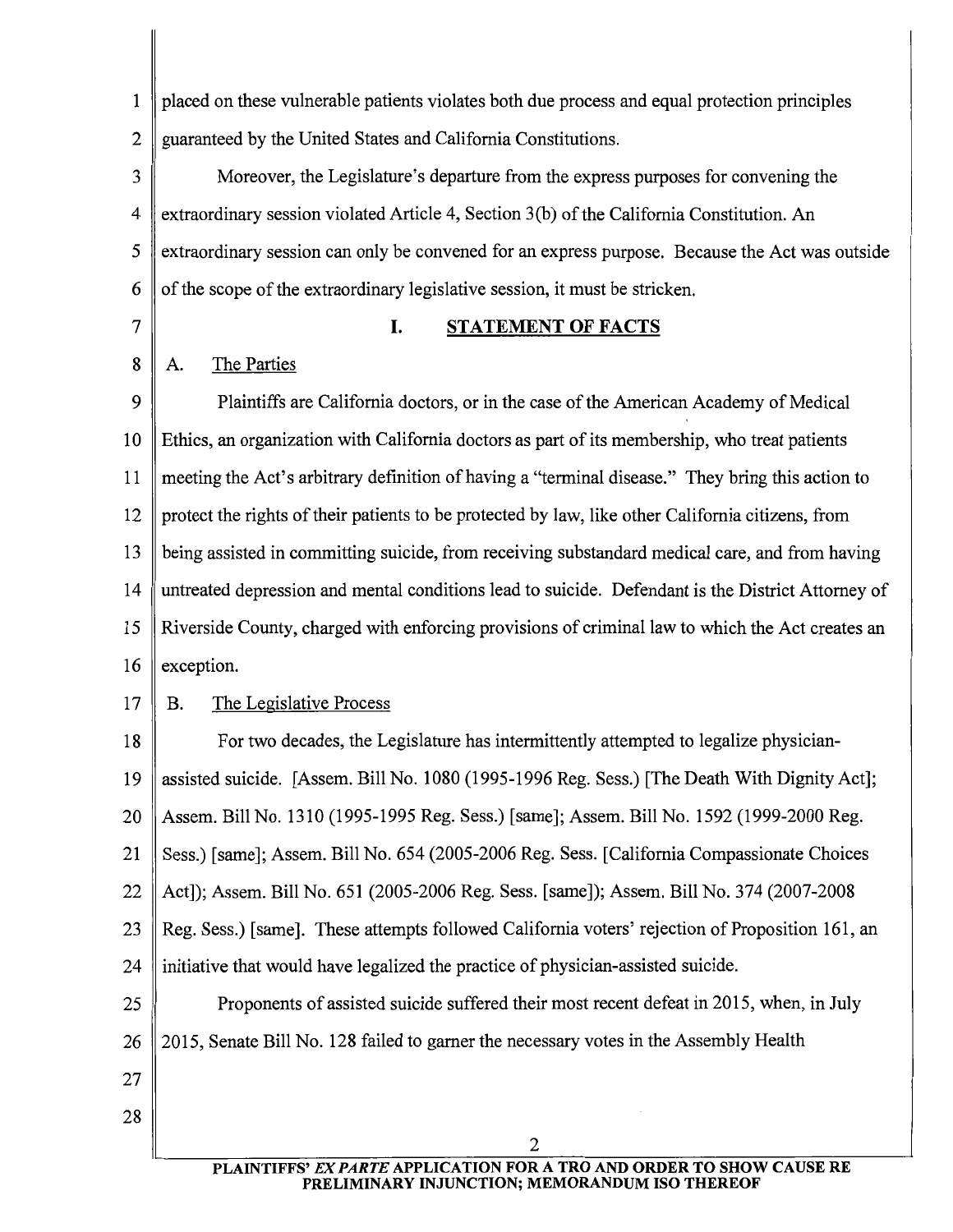placed on these vulnerable patients violates both due process and equal protection principles guaranteed by the United States and California Constitutions.

Moreover, the Legislature's departure from the express purposes for convening the extraordinary session violated Article 4, Section 3(b) of the California Constitution. An extraordinary session can only be convened for an express purpose. Because the Act was outside of the scope of the extraordinary legislative session, it must be stricken.

## I. STATEMENT OF FACTS

### A. The Parties

Plaintiffs are California doctors, or in the case of the American Academy of Medical Ethics, an organization with California doctors as part of its membership, who treat patients meeting the Act's arbitrary definition of having a "terminal disease." They bring this action to protect the rights of their patients to be protected by law, like other California citizens, from being assisted in committing suicide, from receiving substandard medical care, and from having untreated depression and mental conditions lead to suicide. Defendant is the District Attorney of Riverside County, charged with enforcing provisions of criminal law to which the Act creates an exception.

### B. The Legislative Process

For two decades, the Legislature has intermittently attempted to legalize physician-assisted suicide. [Assem. Bill No. 1080 (1995-1996 Reg. Sess.) [The Death With Dignity Act]; Assem. Bill No. 1310 (1995-1995 Reg. Sess.) [same]; Assem. Bill No. 1592 (1999-2000 Reg. Sess.) [same]; Assem. Bill No. 654 (2005-2006 Reg. Sess. [California Compassionate Choices Act]); Assem. Bill No. 651 (2005-2006 Reg. Sess. [same]); Assem. Bill No. 374 (2007-2008 Reg. Sess.) [same]. These attempts followed California voters' rejection of Proposition 161, an initiative that would have legalized the practice of physician-assisted suicide.

Proponents of assisted suicide suffered their most recent defeat in 2015, when, in July 2015, Senate Bill No. 128 failed to garner the necessary votes in the Assembly Health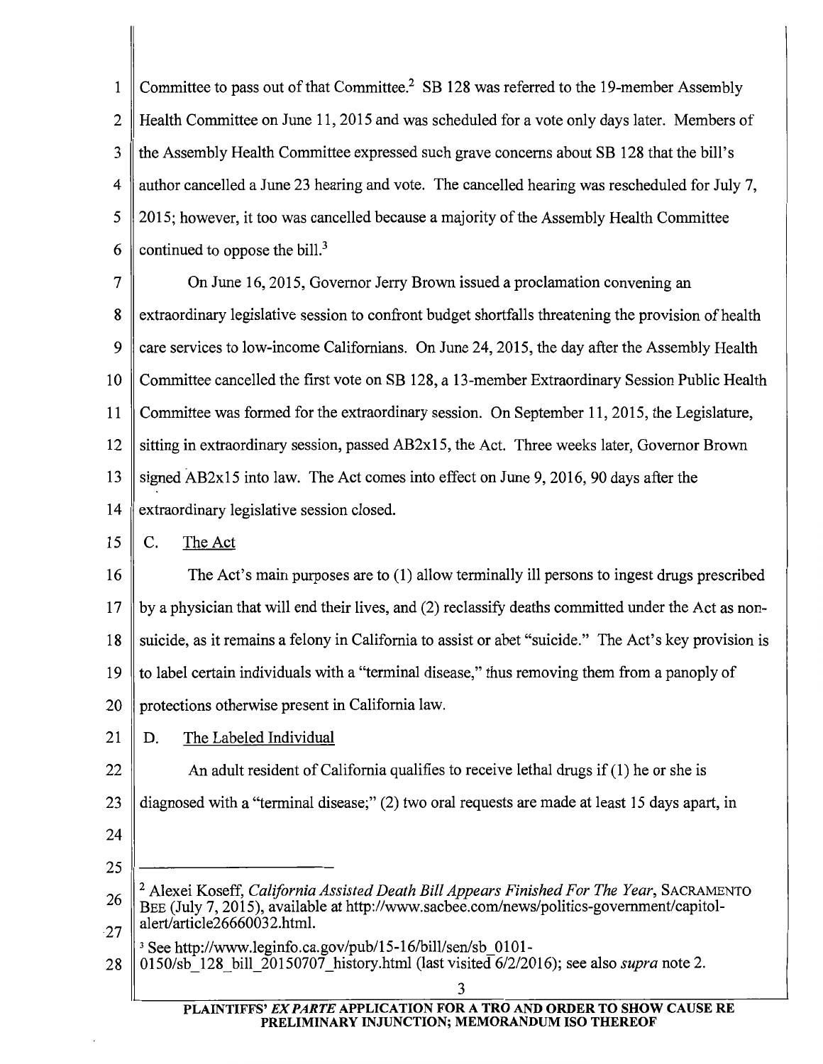Committee to pass out of that Committee.[2] SB 128 was referred to the 19-member Assembly Health Committee on June 11, 2015 and was scheduled for a vote only days later. Members of the Assembly Health Committee expressed such grave concerns about SB 128 that the bill's author cancelled a June 23 hearing and vote. The cancelled hearing was rescheduled for July 7, 2015; however, it too was cancelled because a majority of the Assembly Health Committee continued to oppose the bill.[3]

On June 16, 2015, Governor Jerry Brown issued a proclamation convening an extraordinary legislative session to confront budget shortfalls threatening the provision of health care services to low-income Californians. On June 24, 2015, the day after the Assembly Health Committee cancelled the first vote on SB 128, a 13-member Extraordinary Session Public Health Committee was formed for the extraordinary session. On September 11, 2015, the Legislature, sitting in extraordinary session, passed AB2x15, the Act. Three weeks later, Governor Brown signed AB2x15 into law. The Act comes into effect on June 9, 2016, 90 days after the extraordinary legislative session closed.

C. The Act

The Act's main purposes are to (1) allow terminally ill persons to ingest drugs prescribed by a physician that will end their lives, and (2) reclassify deaths committed under the Act as non-suicide, as it remains a felony in California to assist or abet "suicide." The Act's key provision is to label certain individuals with a "terminal disease," thus removing them from a panoply of protections otherwise present in California law.

D. The Labeled Individual

An adult resident of California qualifies to receive lethal drugs if (1) he or she is diagnosed with a "terminal disease;" (2) two oral requests are made at least 15 days apart, in

---

[2] Alexei Koseff, *California Assisted Death Bill Appears Finished For The Year*, SACRAMENTO BEE (July 7, 2015), available at http://www.sacbee.com/news/politics-government/capitol-alert/article26660032.html.

[3] See http://www.leginfo.ca.gov/pub/15-16/bill/sen/sb_0101-0150/sb_128_bill_20150707_history.html (last visited 6/2/2016); see also *supra* note 2.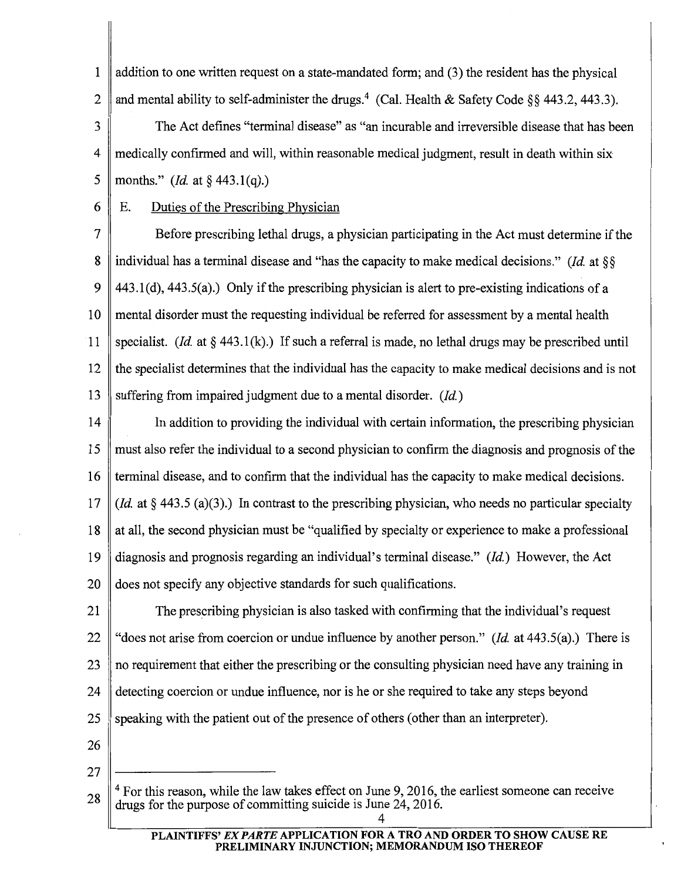addition to one written request on a state-mandated form; and (3) the resident has the physical and mental ability to self-administer the drugs.[4] (Cal. Health & Safety Code §§ 443.2, 443.3).

The Act defines "terminal disease" as "an incurable and irreversible disease that has been medically confirmed and will, within reasonable medical judgment, result in death within six months." (*Id.* at § 443.1(q).)

E. Duties of the Prescribing Physician

Before prescribing lethal drugs, a physician participating in the Act must determine if the individual has a terminal disease and "has the capacity to make medical decisions." (*Id.* at §§ 443.1(d), 443.5(a).) Only if the prescribing physician is alert to pre-existing indications of a mental disorder must the requesting individual be referred for assessment by a mental health specialist. (*Id.* at § 443.1(k).) If such a referral is made, no lethal drugs may be prescribed until the specialist determines that the individual has the capacity to make medical decisions and is not suffering from impaired judgment due to a mental disorder. (*Id.*)

In addition to providing the individual with certain information, the prescribing physician must also refer the individual to a second physician to confirm the diagnosis and prognosis of the terminal disease, and to confirm that the individual has the capacity to make medical decisions. (*Id.* at § 443.5 (a)(3).) In contrast to the prescribing physician, who needs no particular specialty at all, the second physician must be "qualified by specialty or experience to make a professional diagnosis and prognosis regarding an individual's terminal disease." (*Id.*) However, the Act does not specify any objective standards for such qualifications.

The prescribing physician is also tasked with confirming that the individual's request "does not arise from coercion or undue influence by another person." (*Id.* at 443.5(a).) There is no requirement that either the prescribing or the consulting physician need have any training in detecting coercion or undue influence, nor is he or she required to take any steps beyond speaking with the patient out of the presence of others (other than an interpreter).

---

[4] For this reason, while the law takes effect on June 9, 2016, the earliest someone can receive drugs for the purpose of committing suicide is June 24, 2016.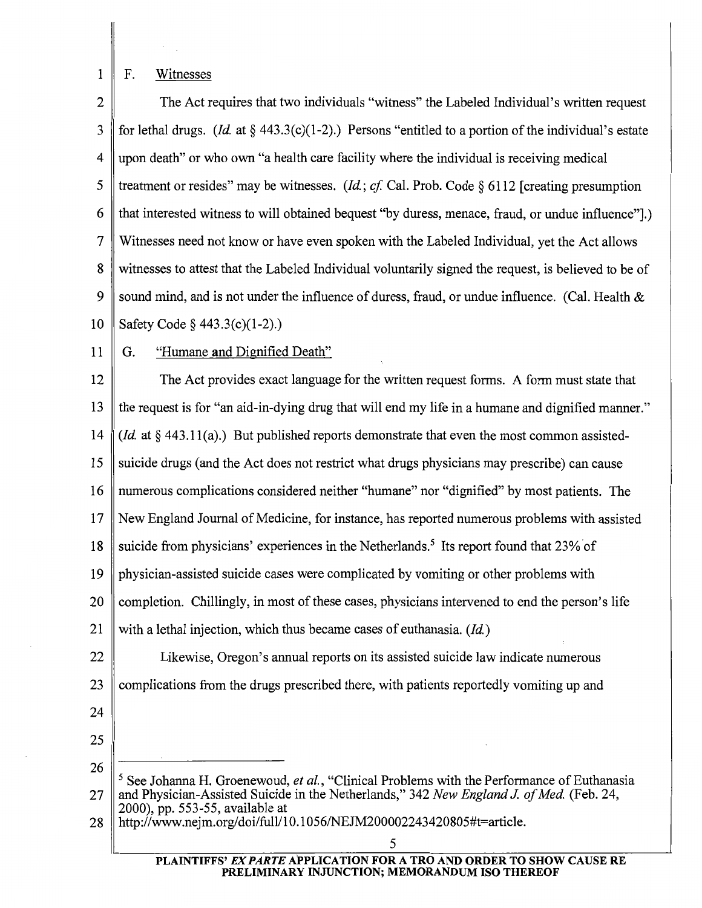### F. Witnesses

The Act requires that two individuals "witness" the Labeled Individual's written request for lethal drugs. (*Id.* at § 443.3(c)(1-2).) Persons "entitled to a portion of the individual's estate upon death" or who own "a health care facility where the individual is receiving medical treatment or resides" may be witnesses. (*Id.*; *cf.* Cal. Prob. Code § 6112 [creating presumption that interested witness to will obtained bequest "by duress, menace, fraud, or undue influence"].) Witnesses need not know or have even spoken with the Labeled Individual, yet the Act allows witnesses to attest that the Labeled Individual voluntarily signed the request, is believed to be of sound mind, and is not under the influence of duress, fraud, or undue influence. (Cal. Health & Safety Code § 443.3(c)(1-2).)

### G. "Humane and Dignified Death"

The Act provides exact language for the written request forms. A form must state that the request is for "an aid-in-dying drug that will end my life in a humane and dignified manner." (*Id.* at § 443.11(a).) But published reports demonstrate that even the most common assisted-suicide drugs (and the Act does not restrict what drugs physicians may prescribe) can cause numerous complications considered neither "humane" nor "dignified" by most patients. The New England Journal of Medicine, for instance, has reported numerous problems with assisted suicide from physicians' experiences in the Netherlands.[5] Its report found that 23% of physician-assisted suicide cases were complicated by vomiting or other problems with completion. Chillingly, in most of these cases, physicians intervened to end the person's life with a lethal injection, which thus became cases of euthanasia. (*Id.*)

Likewise, Oregon's annual reports on its assisted suicide law indicate numerous complications from the drugs prescribed there, with patients reportedly vomiting up and

---

[5] See Johanna H. Groenewoud, *et al.*, "Clinical Problems with the Performance of Euthanasia and Physician-Assisted Suicide in the Netherlands," 342 *New England J. of Med.* (Feb. 24, 2000), pp. 553-55, available at http://www.nejm.org/doi/full/10.1056/NEJM200002243420805#t=article.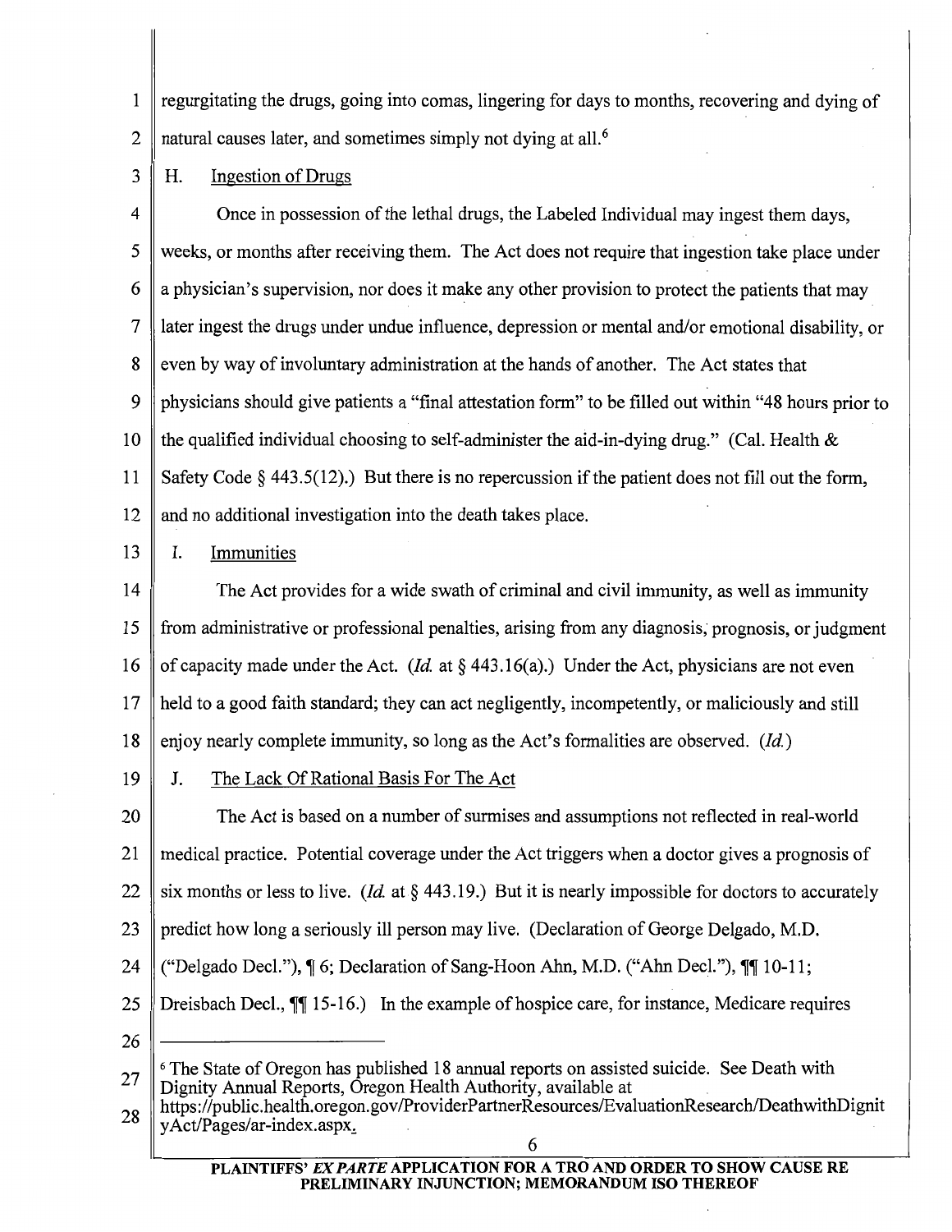regurgitating the drugs, going into comas, lingering for days to months, recovering and dying of natural causes later, and sometimes simply not dying at all.[6]

### H. Ingestion of Drugs

Once in possession of the lethal drugs, the Labeled Individual may ingest them days, weeks, or months after receiving them. The Act does not require that ingestion take place under a physician's supervision, nor does it make any other provision to protect the patients that may later ingest the drugs under undue influence, depression or mental and/or emotional disability, or even by way of involuntary administration at the hands of another. The Act states that physicians should give patients a "final attestation form" to be filled out within "48 hours prior to the qualified individual choosing to self-administer the aid-in-dying drug." (Cal. Health & Safety Code § 443.5(12).) But there is no repercussion if the patient does not fill out the form, and no additional investigation into the death takes place.

### I. Immunities

The Act provides for a wide swath of criminal and civil immunity, as well as immunity from administrative or professional penalties, arising from any diagnosis, prognosis, or judgment of capacity made under the Act. (*Id.* at § 443.16(a).) Under the Act, physicians are not even held to a good faith standard; they can act negligently, incompetently, or maliciously and still enjoy nearly complete immunity, so long as the Act's formalities are observed. (*Id.*)

### J. The Lack Of Rational Basis For The Act

The Act is based on a number of surmises and assumptions not reflected in real-world medical practice. Potential coverage under the Act triggers when a doctor gives a prognosis of six months or less to live. (*Id.* at § 443.19.) But it is nearly impossible for doctors to accurately predict how long a seriously ill person may live. (Declaration of George Delgado, M.D. ("Delgado Decl."), ¶ 6; Declaration of Sang-Hoon Ahn, M.D. ("Ahn Decl."), ¶¶ 10-11; Dreisbach Decl., ¶¶ 15-16.) In the example of hospice care, for instance, Medicare requires

---

[6] The State of Oregon has published 18 annual reports on assisted suicide. See Death with Dignity Annual Reports, Oregon Health Authority, available at https://public.health.oregon.gov/ProviderPartnerResources/EvaluationResearch/DeathwithDignityAct/Pages/ar-index.aspx.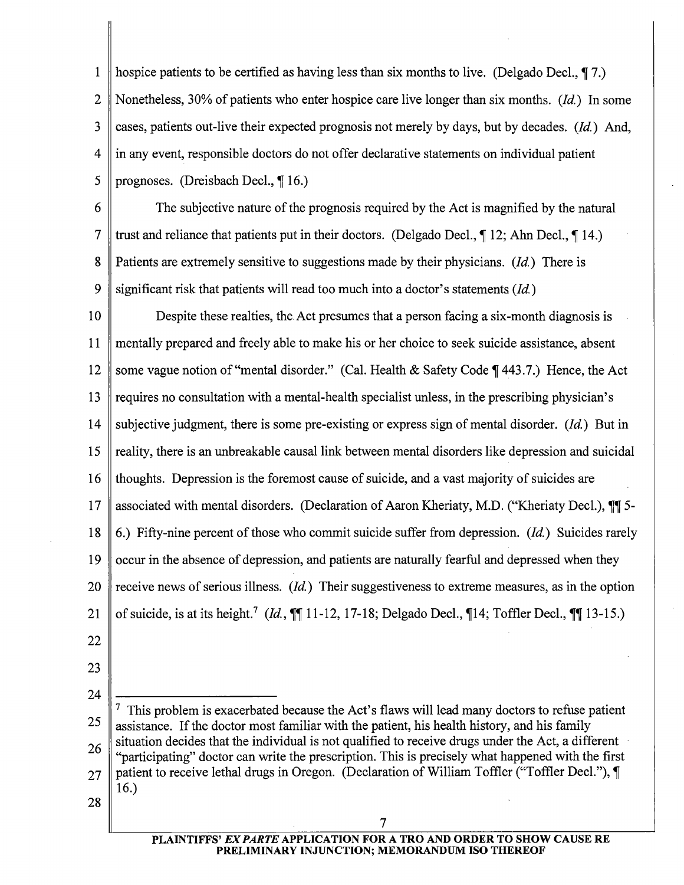hospice patients to be certified as having less than six months to live. (Delgado Decl., ¶ 7.) Nonetheless, 30% of patients who enter hospice care live longer than six months. (*Id.*) In some cases, patients out-live their expected prognosis not merely by days, but by decades. (*Id.*) And, in any event, responsible doctors do not offer declarative statements on individual patient prognoses. (Dreisbach Decl., ¶ 16.)

The subjective nature of the prognosis required by the Act is magnified by the natural trust and reliance that patients put in their doctors. (Delgado Decl., ¶ 12; Ahn Decl., ¶ 14.) Patients are extremely sensitive to suggestions made by their physicians. (*Id.*) There is significant risk that patients will read too much into a doctor's statements (*Id.*)

Despite these realties, the Act presumes that a person facing a six-month diagnosis is mentally prepared and freely able to make his or her choice to seek suicide assistance, absent some vague notion of "mental disorder." (Cal. Health & Safety Code ¶ 443.7.) Hence, the Act requires no consultation with a mental-health specialist unless, in the prescribing physician's subjective judgment, there is some pre-existing or express sign of mental disorder. (*Id.*) But in reality, there is an unbreakable causal link between mental disorders like depression and suicidal thoughts. Depression is the foremost cause of suicide, and a vast majority of suicides are associated with mental disorders. (Declaration of Aaron Kheriaty, M.D. ("Kheriaty Decl.), ¶¶ 5-6.) Fifty-nine percent of those who commit suicide suffer from depression. (*Id.*) Suicides rarely occur in the absence of depression, and patients are naturally fearful and depressed when they receive news of serious illness. (*Id.*) Their suggestiveness to extreme measures, as in the option of suicide, is at its height.[7] (*Id.*, ¶¶ 11-12, 17-18; Delgado Decl., ¶14; Toffler Decl., ¶¶ 13-15.)

---

[7] This problem is exacerbated because the Act's flaws will lead many doctors to refuse patient assistance. If the doctor most familiar with the patient, his health history, and his family situation decides that the individual is not qualified to receive drugs under the Act, a different "participating" doctor can write the prescription. This is precisely what happened with the first patient to receive lethal drugs in Oregon. (Declaration of William Toffler ("Toffler Decl."), ¶ 16.)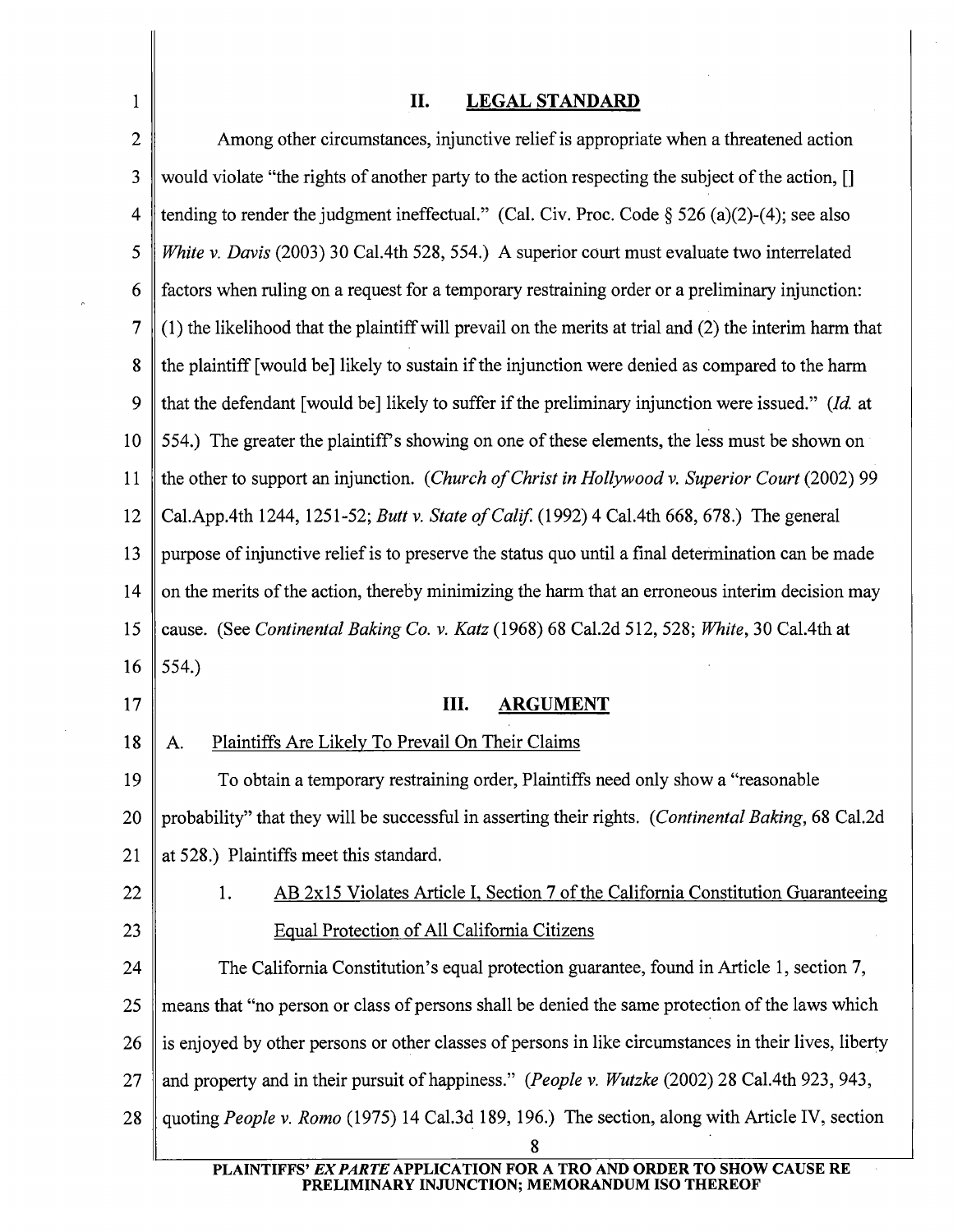## II. LEGAL STANDARD

Among other circumstances, injunctive relief is appropriate when a threatened action would violate "the rights of another party to the action respecting the subject of the action, [] tending to render the judgment ineffectual." (Cal. Civ. Proc. Code § 526 (a)(2)-(4); see also *White v. Davis* (2003) 30 Cal.4th 528, 554.) A superior court must evaluate two interrelated factors when ruling on a request for a temporary restraining order or a preliminary injunction: (1) the likelihood that the plaintiff will prevail on the merits at trial and (2) the interim harm that the plaintiff [would be] likely to sustain if the injunction were denied as compared to the harm that the defendant [would be] likely to suffer if the preliminary injunction were issued." (*Id.* at 554.) The greater the plaintiff's showing on one of these elements, the less must be shown on the other to support an injunction. (*Church of Christ in Hollywood v. Superior Court* (2002) 99 Cal.App.4th 1244, 1251-52; *Butt v. State of Calif.* (1992) 4 Cal.4th 668, 678.) The general purpose of injunctive relief is to preserve the status quo until a final determination can be made on the merits of the action, thereby minimizing the harm that an erroneous interim decision may cause. (See *Continental Baking Co. v. Katz* (1968) 68 Cal.2d 512, 528; *White*, 30 Cal.4th at 554.)

## III. ARGUMENT

### A. Plaintiffs Are Likely To Prevail On Their Claims

To obtain a temporary restraining order, Plaintiffs need only show a "reasonable probability" that they will be successful in asserting their rights. (*Continental Baking*, 68 Cal.2d at 528.) Plaintiffs meet this standard.

#### 1. AB 2x15 Violates Article I, Section 7 of the California Constitution Guaranteeing Equal Protection of All California Citizens

The California Constitution's equal protection guarantee, found in Article 1, section 7, means that "no person or class of persons shall be denied the same protection of the laws which is enjoyed by other persons or other classes of persons in like circumstances in their lives, liberty and property and in their pursuit of happiness." (*People v. Wutzke* (2002) 28 Cal.4th 923, 943, quoting *People v. Romo* (1975) 14 Cal.3d 189, 196.) The section, along with Article IV, section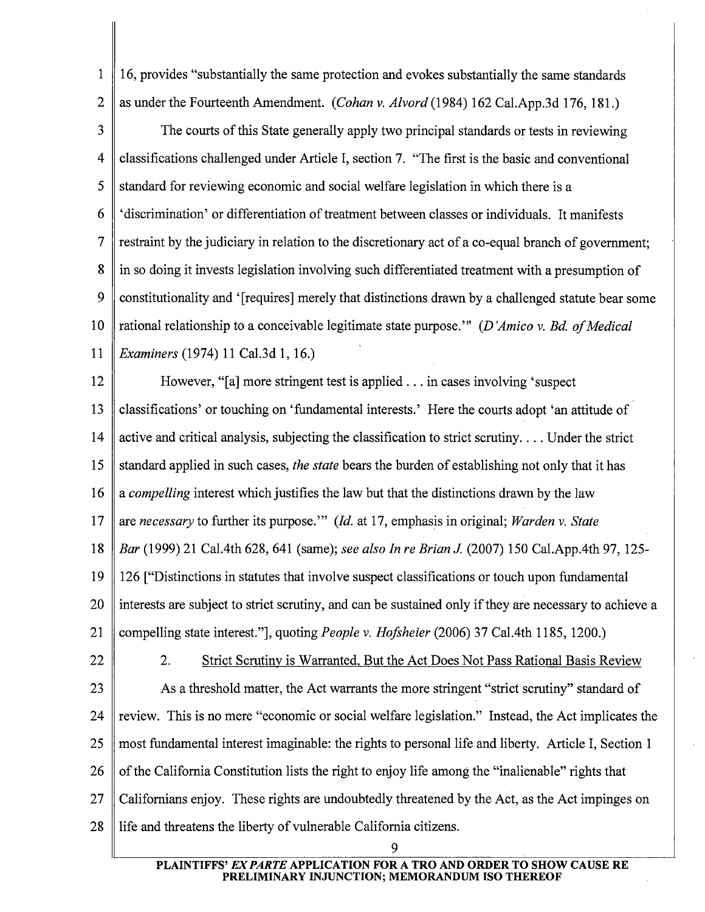16, provides "substantially the same protection and evokes substantially the same standards as under the Fourteenth Amendment. (*Cohan v. Alvord* (1984) 162 Cal.App.3d 176, 181.)

The courts of this State generally apply two principal standards or tests in reviewing classifications challenged under Article I, section 7. "The first is the basic and conventional standard for reviewing economic and social welfare legislation in which there is a 'discrimination' or differentiation of treatment between classes or individuals. It manifests restraint by the judiciary in relation to the discretionary act of a co-equal branch of government; in so doing it invests legislation involving such differentiated treatment with a presumption of constitutionality and '[requires] merely that distinctions drawn by a challenged statute bear some rational relationship to a conceivable legitimate state purpose.'" (*D'Amico v. Bd. of Medical Examiners* (1974) 11 Cal.3d 1, 16.)

However, "[a] more stringent test is applied . . . in cases involving 'suspect classifications' or touching on 'fundamental interests.' Here the courts adopt 'an attitude of active and critical analysis, subjecting the classification to strict scrutiny. . . . Under the strict standard applied in such cases, *the state* bears the burden of establishing not only that it has a *compelling* interest which justifies the law but that the distinctions drawn by the law are *necessary* to further its purpose.'" (*Id.* at 17, emphasis in original; *Warden v. State Bar* (1999) 21 Cal.4th 628, 641 (same); *see also In re Brian J.* (2007) 150 Cal.App.4th 97, 125-126 ["Distinctions in statutes that involve suspect classifications or touch upon fundamental interests are subject to strict scrutiny, and can be sustained only if they are necessary to achieve a compelling state interest."], quoting *People v. Hofsheier* (2006) 37 Cal.4th 1185, 1200.)

2. <u>Strict Scrutiny is Warranted, But the Act Does Not Pass Rational Basis Review</u>

As a threshold matter, the Act warrants the more stringent "strict scrutiny" standard of review. This is no mere "economic or social welfare legislation." Instead, the Act implicates the most fundamental interest imaginable: the rights to personal life and liberty. Article I, Section 1 of the California Constitution lists the right to enjoy life among the "inalienable" rights that Californians enjoy. These rights are undoubtedly threatened by the Act, as the Act impinges on life and threatens the liberty of vulnerable California citizens.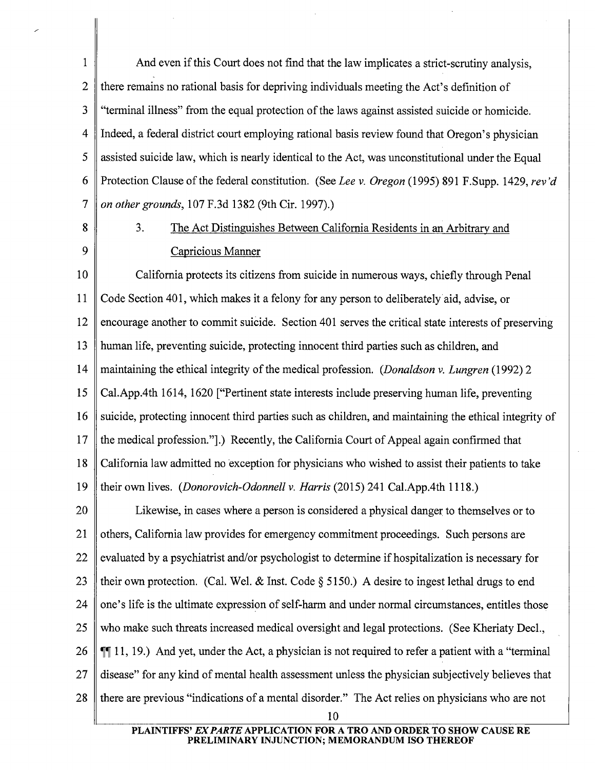And even if this Court does not find that the law implicates a strict-scrutiny analysis, there remains no rational basis for depriving individuals meeting the Act's definition of "terminal illness" from the equal protection of the laws against assisted suicide or homicide. Indeed, a federal district court employing rational basis review found that Oregon's physician assisted suicide law, which is nearly identical to the Act, was unconstitutional under the Equal Protection Clause of the federal constitution. (See *Lee v. Oregon* (1995) 891 F.Supp. 1429, *rev'd on other grounds*, 107 F.3d 1382 (9th Cir. 1997).)

3. <u>The Act Distinguishes Between California Residents in an Arbitrary and Capricious Manner</u>

California protects its citizens from suicide in numerous ways, chiefly through Penal Code Section 401, which makes it a felony for any person to deliberately aid, advise, or encourage another to commit suicide. Section 401 serves the critical state interests of preserving human life, preventing suicide, protecting innocent third parties such as children, and maintaining the ethical integrity of the medical profession. (*Donaldson v. Lungren* (1992) 2 Cal.App.4th 1614, 1620 ["Pertinent state interests include preserving human life, preventing suicide, protecting innocent third parties such as children, and maintaining the ethical integrity of the medical profession."].) Recently, the California Court of Appeal again confirmed that California law admitted no exception for physicians who wished to assist their patients to take their own lives. (*Donorovich-Odonnell v. Harris* (2015) 241 Cal.App.4th 1118.)

Likewise, in cases where a person is considered a physical danger to themselves or to others, California law provides for emergency commitment proceedings. Such persons are evaluated by a psychiatrist and/or psychologist to determine if hospitalization is necessary for their own protection. (Cal. Wel. & Inst. Code § 5150.) A desire to ingest lethal drugs to end one's life is the ultimate expression of self-harm and under normal circumstances, entitles those who make such threats increased medical oversight and legal protections. (See Kheriaty Decl., ¶¶ 11, 19.) And yet, under the Act, a physician is not required to refer a patient with a "terminal disease" for any kind of mental health assessment unless the physician subjectively believes that there are previous "indications of a mental disorder." The Act relies on physicians who are not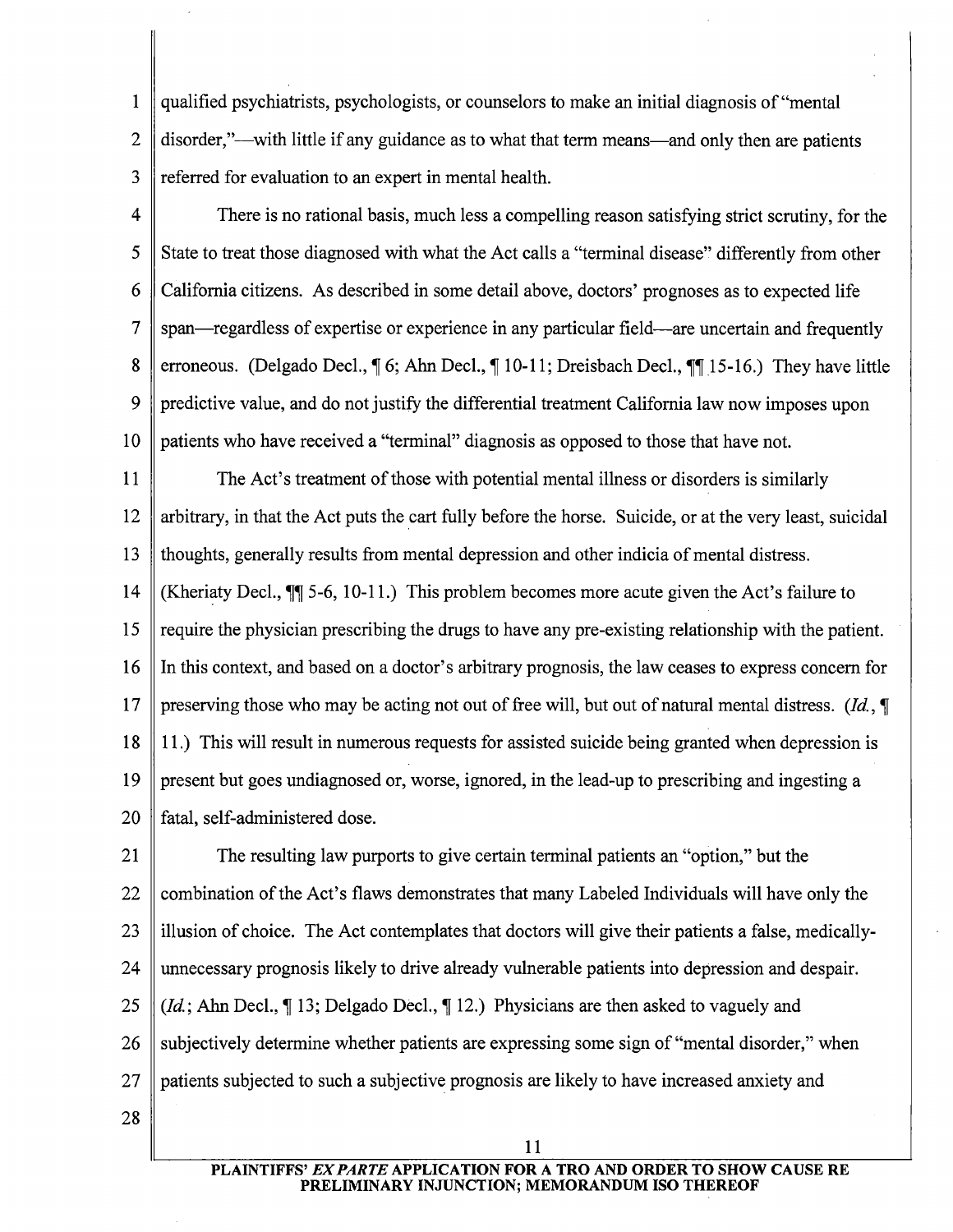qualified psychiatrists, psychologists, or counselors to make an initial diagnosis of "mental disorder,"—with little if any guidance as to what that term means—and only then are patients referred for evaluation to an expert in mental health.

There is no rational basis, much less a compelling reason satisfying strict scrutiny, for the State to treat those diagnosed with what the Act calls a "terminal disease" differently from other California citizens. As described in some detail above, doctors' prognoses as to expected life span—regardless of expertise or experience in any particular field—are uncertain and frequently erroneous. (Delgado Decl., ¶ 6; Ahn Decl., ¶ 10-11; Dreisbach Decl., ¶¶ 15-16.) They have little predictive value, and do not justify the differential treatment California law now imposes upon patients who have received a "terminal" diagnosis as opposed to those that have not.

The Act's treatment of those with potential mental illness or disorders is similarly arbitrary, in that the Act puts the cart fully before the horse. Suicide, or at the very least, suicidal thoughts, generally results from mental depression and other indicia of mental distress. (Kheriaty Decl., ¶¶ 5-6, 10-11.) This problem becomes more acute given the Act's failure to require the physician prescribing the drugs to have any pre-existing relationship with the patient. In this context, and based on a doctor's arbitrary prognosis, the law ceases to express concern for preserving those who may be acting not out of free will, but out of natural mental distress. (*Id.*, ¶ 11.) This will result in numerous requests for assisted suicide being granted when depression is present but goes undiagnosed or, worse, ignored, in the lead-up to prescribing and ingesting a fatal, self-administered dose.

The resulting law purports to give certain terminal patients an "option," but the combination of the Act's flaws demonstrates that many Labeled Individuals will have only the illusion of choice. The Act contemplates that doctors will give their patients a false, medically-unnecessary prognosis likely to drive already vulnerable patients into depression and despair. (*Id.*; Ahn Decl., ¶ 13; Delgado Decl., ¶ 12.) Physicians are then asked to vaguely and subjectively determine whether patients are expressing some sign of "mental disorder," when patients subjected to such a subjective prognosis are likely to have increased anxiety and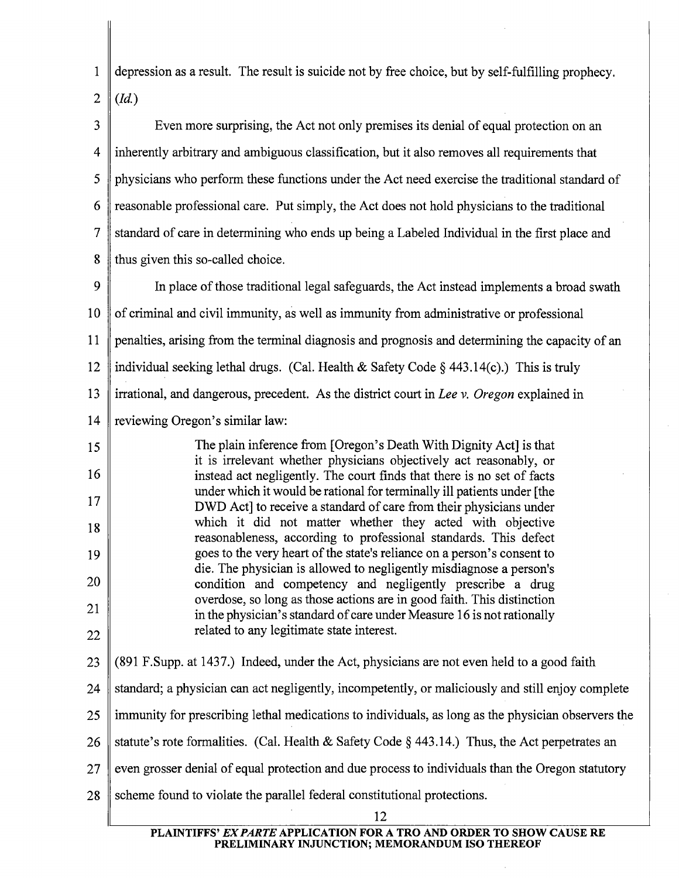depression as a result. The result is suicide not by free choice, but by self-fulfilling prophecy. (*Id.*)

Even more surprising, the Act not only premises its denial of equal protection on an inherently arbitrary and ambiguous classification, but it also removes all requirements that physicians who perform these functions under the Act need exercise the traditional standard of reasonable professional care. Put simply, the Act does not hold physicians to the traditional standard of care in determining who ends up being a Labeled Individual in the first place and thus given this so-called choice.

In place of those traditional legal safeguards, the Act instead implements a broad swath of criminal and civil immunity, as well as immunity from administrative or professional penalties, arising from the terminal diagnosis and prognosis and determining the capacity of an individual seeking lethal drugs. (Cal. Health & Safety Code § 443.14(c).) This is truly irrational, and dangerous, precedent. As the district court in *Lee v. Oregon* explained in reviewing Oregon's similar law:

> The plain inference from [Oregon's Death With Dignity Act] is that it is irrelevant whether physicians objectively act reasonably, or instead act negligently. The court finds that there is no set of facts under which it would be rational for terminally ill patients under [the DWD Act] to receive a standard of care from their physicians under which it did not matter whether they acted with objective reasonableness, according to professional standards. This defect goes to the very heart of the state's reliance on a person's consent to die. The physician is allowed to negligently misdiagnose a person's condition and competency and negligently prescribe a drug overdose, so long as those actions are in good faith. This distinction in the physician's standard of care under Measure 16 is not rationally related to any legitimate state interest.

(891 F.Supp. at 1437.) Indeed, under the Act, physicians are not even held to a good faith standard; a physician can act negligently, incompetently, or maliciously and still enjoy complete immunity for prescribing lethal medications to individuals, as long as the physician observers the statute's rote formalities. (Cal. Health & Safety Code § 443.14.) Thus, the Act perpetrates an even grosser denial of equal protection and due process to individuals than the Oregon statutory scheme found to violate the parallel federal constitutional protections.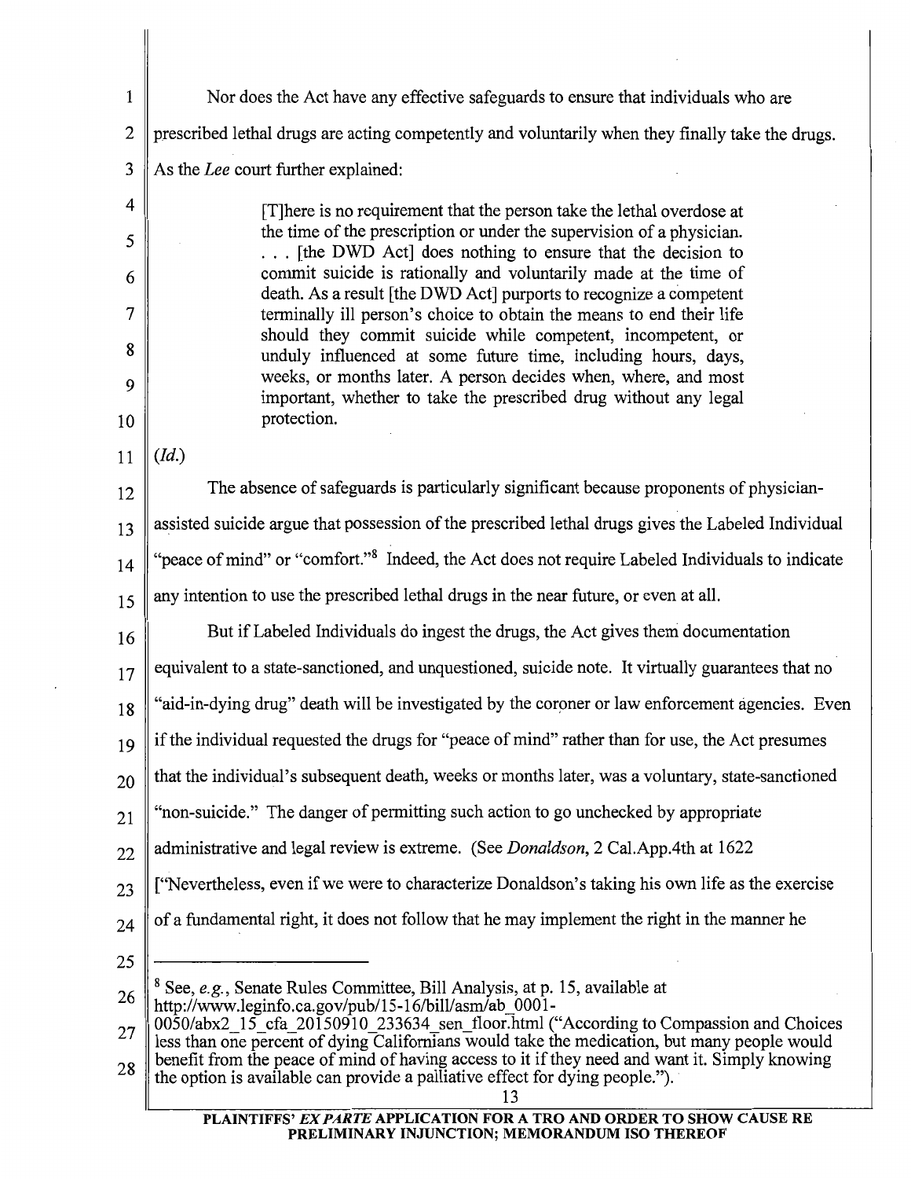Nor does the Act have any effective safeguards to ensure that individuals who are prescribed lethal drugs are acting competently and voluntarily when they finally take the drugs. As the *Lee* court further explained:

> [T]here is no requirement that the person take the lethal overdose at the time of the prescription or under the supervision of a physician. . . . [the DWD Act] does nothing to ensure that the decision to commit suicide is rationally and voluntarily made at the time of death. As a result [the DWD Act] purports to recognize a competent terminally ill person's choice to obtain the means to end their life should they commit suicide while competent, incompetent, or unduly influenced at some future time, including hours, days, weeks, or months later. A person decides when, where, and most important, whether to take the prescribed drug without any legal protection.

(*Id.*)

The absence of safeguards is particularly significant because proponents of physician-assisted suicide argue that possession of the prescribed lethal drugs gives the Labeled Individual "peace of mind" or "comfort."[8] Indeed, the Act does not require Labeled Individuals to indicate any intention to use the prescribed lethal drugs in the near future, or even at all.

But if Labeled Individuals do ingest the drugs, the Act gives them documentation equivalent to a state-sanctioned, and unquestioned, suicide note. It virtually guarantees that no "aid-in-dying drug" death will be investigated by the coroner or law enforcement agencies. Even if the individual requested the drugs for "peace of mind" rather than for use, the Act presumes that the individual's subsequent death, weeks or months later, was a voluntary, state-sanctioned "non-suicide." The danger of permitting such action to go unchecked by appropriate administrative and legal review is extreme. (See *Donaldson*, 2 Cal.App.4th at 1622 ["Nevertheless, even if we were to characterize Donaldson's taking his own life as the exercise of a fundamental right, it does not follow that he may implement the right in the manner he

---

[8] See, *e.g.*, Senate Rules Committee, Bill Analysis, at p. 15, available at http://www.leginfo.ca.gov/pub/15-16/bill/asm/ab_0001-0050/abx2_15_cfa_20150910_233634_sen_floor.html ("According to Compassion and Choices less than one percent of dying Californians would take the medication, but many people would benefit from the peace of mind of having access to it if they need and want it. Simply knowing the option is available can provide a palliative effect for dying people.").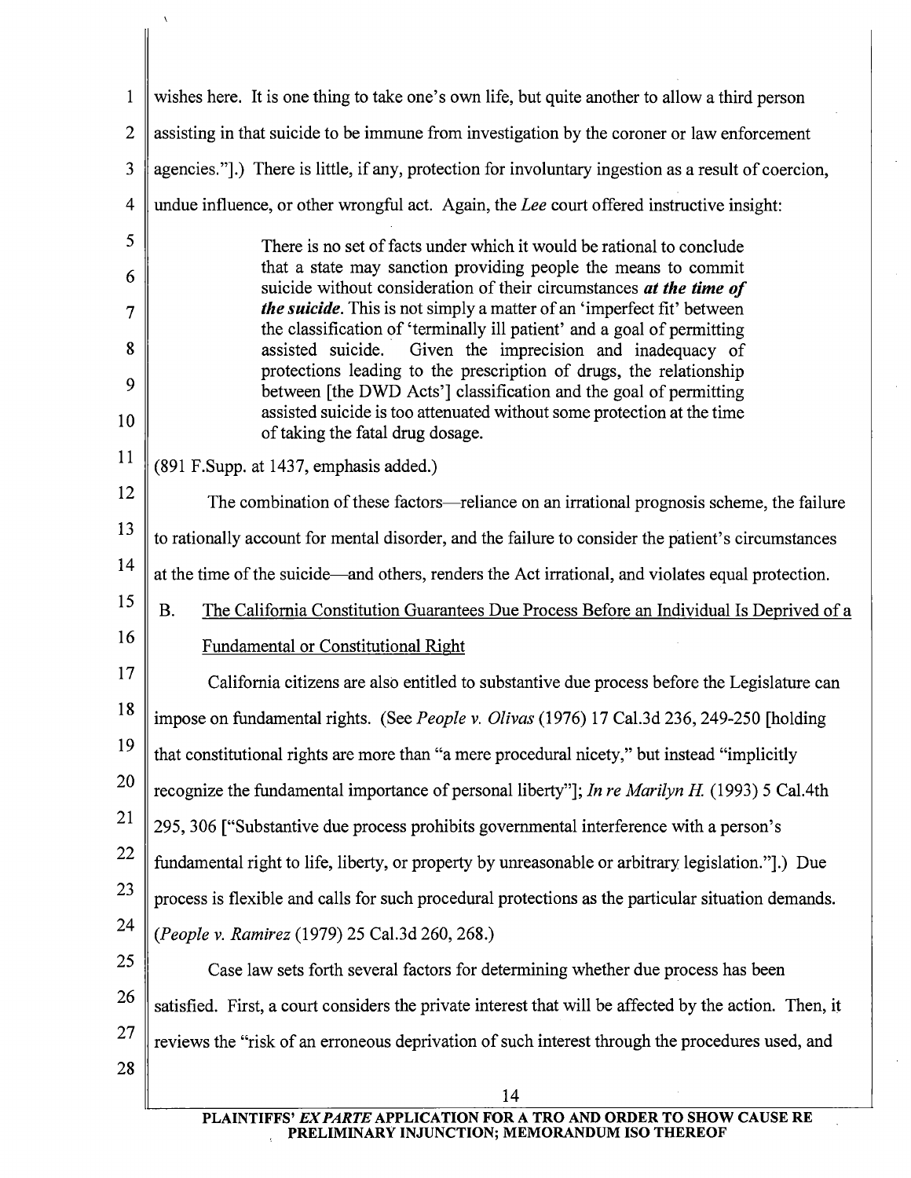wishes here. It is one thing to take one's own life, but quite another to allow a third person assisting in that suicide to be immune from investigation by the coroner or law enforcement agencies."].) There is little, if any, protection for involuntary ingestion as a result of coercion, undue influence, or other wrongful act. Again, the *Lee* court offered instructive insight:

> There is no set of facts under which it would be rational to conclude that a state may sanction providing people the means to commit suicide without consideration of their circumstances ***at the time of the suicide***. This is not simply a matter of an 'imperfect fit' between the classification of 'terminally ill patient' and a goal of permitting assisted suicide. Given the imprecision and inadequacy of protections leading to the prescription of drugs, the relationship between [the DWD Acts'] classification and the goal of permitting assisted suicide is too attenuated without some protection at the time of taking the fatal drug dosage.

(891 F.Supp. at 1437, emphasis added.)

The combination of these factors—reliance on an irrational prognosis scheme, the failure to rationally account for mental disorder, and the failure to consider the patient's circumstances at the time of the suicide—and others, renders the Act irrational, and violates equal protection.

B. The California Constitution Guarantees Due Process Before an Individual Is Deprived of a Fundamental or Constitutional Right

California citizens are also entitled to substantive due process before the Legislature can impose on fundamental rights. (See *People v. Olivas* (1976) 17 Cal.3d 236, 249-250 [holding that constitutional rights are more than "a mere procedural nicety," but instead "implicitly recognize the fundamental importance of personal liberty"]; *In re Marilyn H.* (1993) 5 Cal.4th 295, 306 ["Substantive due process prohibits governmental interference with a person's fundamental right to life, liberty, or property by unreasonable or arbitrary legislation."].) Due process is flexible and calls for such procedural protections as the particular situation demands. (*People v. Ramirez* (1979) 25 Cal.3d 260, 268.)

Case law sets forth several factors for determining whether due process has been satisfied. First, a court considers the private interest that will be affected by the action. Then, it reviews the "risk of an erroneous deprivation of such interest through the procedures used, and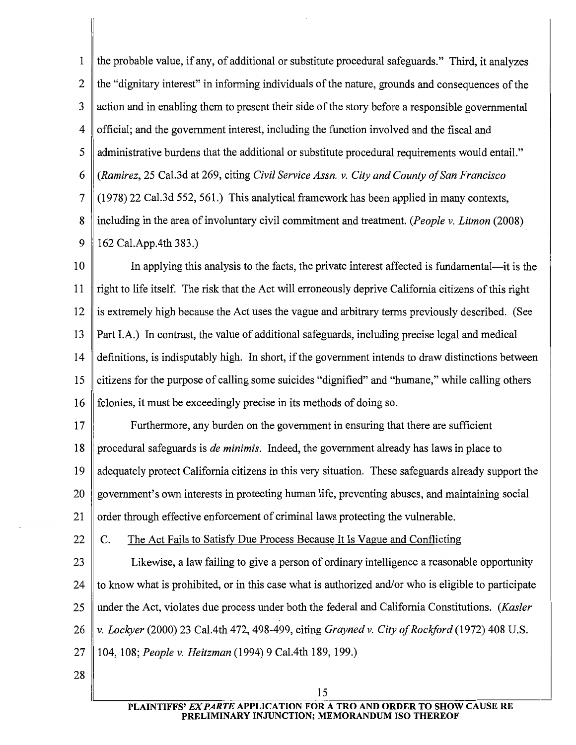the probable value, if any, of additional or substitute procedural safeguards." Third, it analyzes the "dignitary interest" in informing individuals of the nature, grounds and consequences of the action and in enabling them to present their side of the story before a responsible governmental official; and the government interest, including the function involved and the fiscal and administrative burdens that the additional or substitute procedural requirements would entail." (*Ramirez*, 25 Cal.3d at 269, citing *Civil Service Assn. v. City and County of San Francisco* (1978) 22 Cal.3d 552, 561.) This analytical framework has been applied in many contexts, including in the area of involuntary civil commitment and treatment. (*People v. Litmon* (2008) 162 Cal.App.4th 383.)

In applying this analysis to the facts, the private interest affected is fundamental—it is the right to life itself. The risk that the Act will erroneously deprive California citizens of this right is extremely high because the Act uses the vague and arbitrary terms previously described. (See Part I.A.) In contrast, the value of additional safeguards, including precise legal and medical definitions, is indisputably high. In short, if the government intends to draw distinctions between citizens for the purpose of calling some suicides "dignified" and "humane," while calling others felonies, it must be exceedingly precise in its methods of doing so.

Furthermore, any burden on the government in ensuring that there are sufficient procedural safeguards is *de minimis*. Indeed, the government already has laws in place to adequately protect California citizens in this very situation. These safeguards already support the government's own interests in protecting human life, preventing abuses, and maintaining social order through effective enforcement of criminal laws protecting the vulnerable.

C. <u>The Act Fails to Satisfy Due Process Because It Is Vague and Conflicting</u>

Likewise, a law failing to give a person of ordinary intelligence a reasonable opportunity to know what is prohibited, or in this case what is authorized and/or who is eligible to participate under the Act, violates due process under both the federal and California Constitutions. (*Kasler v. Lockyer* (2000) 23 Cal.4th 472, 498-499, citing *Grayned v. City of Rockford* (1972) 408 U.S. 104, 108; *People v. Heitzman* (1994) 9 Cal.4th 189, 199.)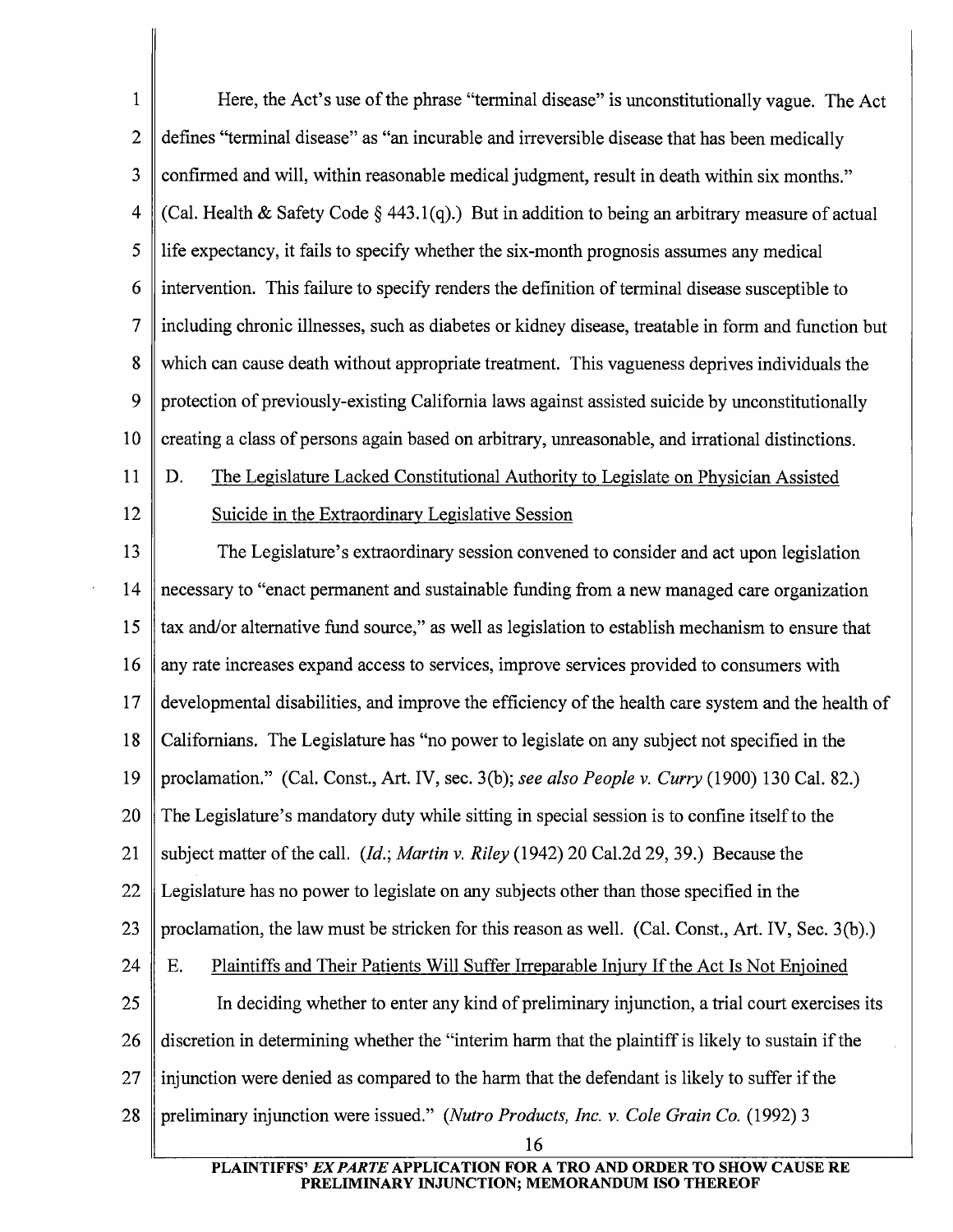Here, the Act's use of the phrase "terminal disease" is unconstitutionally vague. The Act defines "terminal disease" as "an incurable and irreversible disease that has been medically confirmed and will, within reasonable medical judgment, result in death within six months." (Cal. Health & Safety Code § 443.1(q).) But in addition to being an arbitrary measure of actual life expectancy, it fails to specify whether the six-month prognosis assumes any medical intervention. This failure to specify renders the definition of terminal disease susceptible to including chronic illnesses, such as diabetes or kidney disease, treatable in form and function but which can cause death without appropriate treatment. This vagueness deprives individuals the protection of previously-existing California laws against assisted suicide by unconstitutionally creating a class of persons again based on arbitrary, unreasonable, and irrational distinctions.

D. The Legislature Lacked Constitutional Authority to Legislate on Physician Assisted Suicide in the Extraordinary Legislative Session

The Legislature's extraordinary session convened to consider and act upon legislation necessary to "enact permanent and sustainable funding from a new managed care organization tax and/or alternative fund source," as well as legislation to establish mechanism to ensure that any rate increases expand access to services, improve services provided to consumers with developmental disabilities, and improve the efficiency of the health care system and the health of Californians. The Legislature has "no power to legislate on any subject not specified in the proclamation." (Cal. Const., Art. IV, sec. 3(b); *see also People v. Curry* (1900) 130 Cal. 82.) The Legislature's mandatory duty while sitting in special session is to confine itself to the subject matter of the call. (*Id.*; *Martin v. Riley* (1942) 20 Cal.2d 29, 39.) Because the Legislature has no power to legislate on any subjects other than those specified in the proclamation, the law must be stricken for this reason as well. (Cal. Const., Art. IV, Sec. 3(b).)

E. Plaintiffs and Their Patients Will Suffer Irreparable Injury If the Act Is Not Enjoined

In deciding whether to enter any kind of preliminary injunction, a trial court exercises its discretion in determining whether the "interim harm that the plaintiff is likely to sustain if the injunction were denied as compared to the harm that the defendant is likely to suffer if the preliminary injunction were issued." (*Nutro Products, Inc. v. Cole Grain Co.* (1992) 3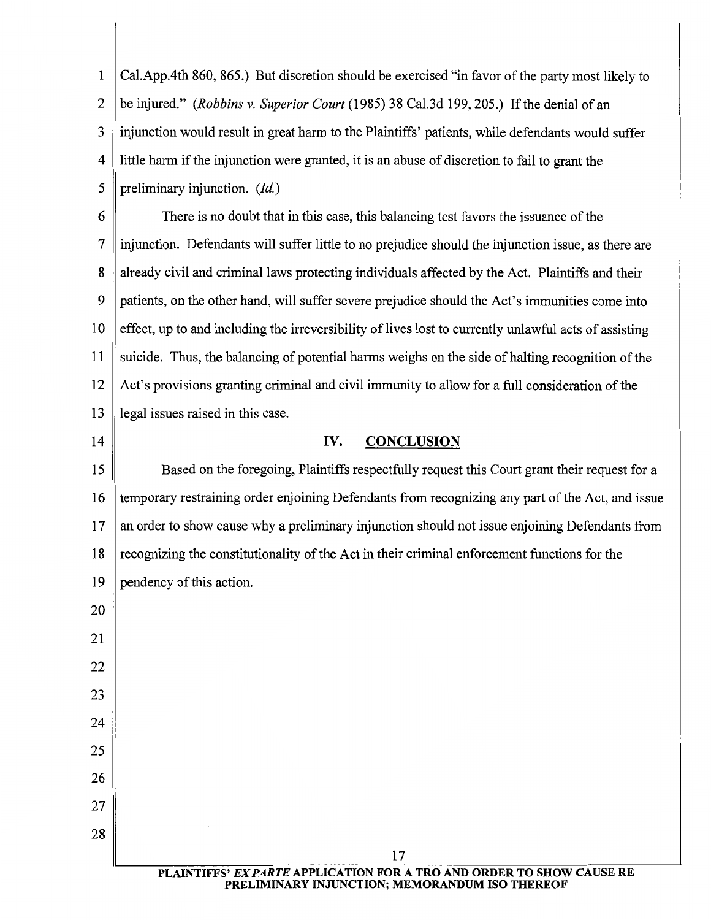Cal.App.4th 860, 865.) But discretion should be exercised "in favor of the party most likely to be injured." (*Robbins v. Superior Court* (1985) 38 Cal.3d 199, 205.) If the denial of an injunction would result in great harm to the Plaintiffs' patients, while defendants would suffer little harm if the injunction were granted, it is an abuse of discretion to fail to grant the preliminary injunction. (*Id.*)

There is no doubt that in this case, this balancing test favors the issuance of the injunction. Defendants will suffer little to no prejudice should the injunction issue, as there are already civil and criminal laws protecting individuals affected by the Act. Plaintiffs and their patients, on the other hand, will suffer severe prejudice should the Act's immunities come into effect, up to and including the irreversibility of lives lost to currently unlawful acts of assisting suicide. Thus, the balancing of potential harms weighs on the side of halting recognition of the Act's provisions granting criminal and civil immunity to allow for a full consideration of the legal issues raised in this case.

## IV. CONCLUSION

Based on the foregoing, Plaintiffs respectfully request this Court grant their request for a temporary restraining order enjoining Defendants from recognizing any part of the Act, and issue an order to show cause why a preliminary injunction should not issue enjoining Defendants from recognizing the constitutionality of the Act in their criminal enforcement functions for the pendency of this action.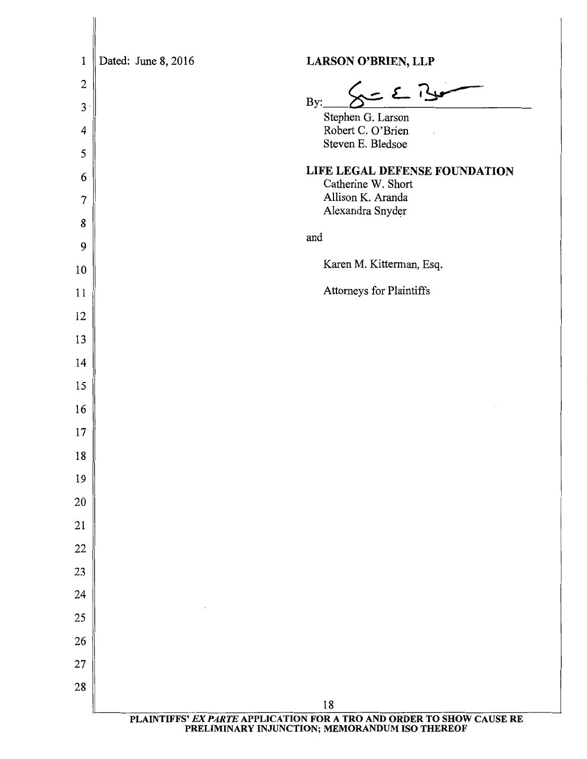Dated: June 8, 2016

**LARSON O'BRIEN, LLP**

By: ______________________

Stephen G. Larson
Robert C. O'Brien
Steven E. Bledsoe

**LIFE LEGAL DEFENSE FOUNDATION**
Catherine W. Short
Allison K. Aranda
Alexandra Snyder

and

Karen M. Kitterman, Esq.

Attorneys for Plaintiffs